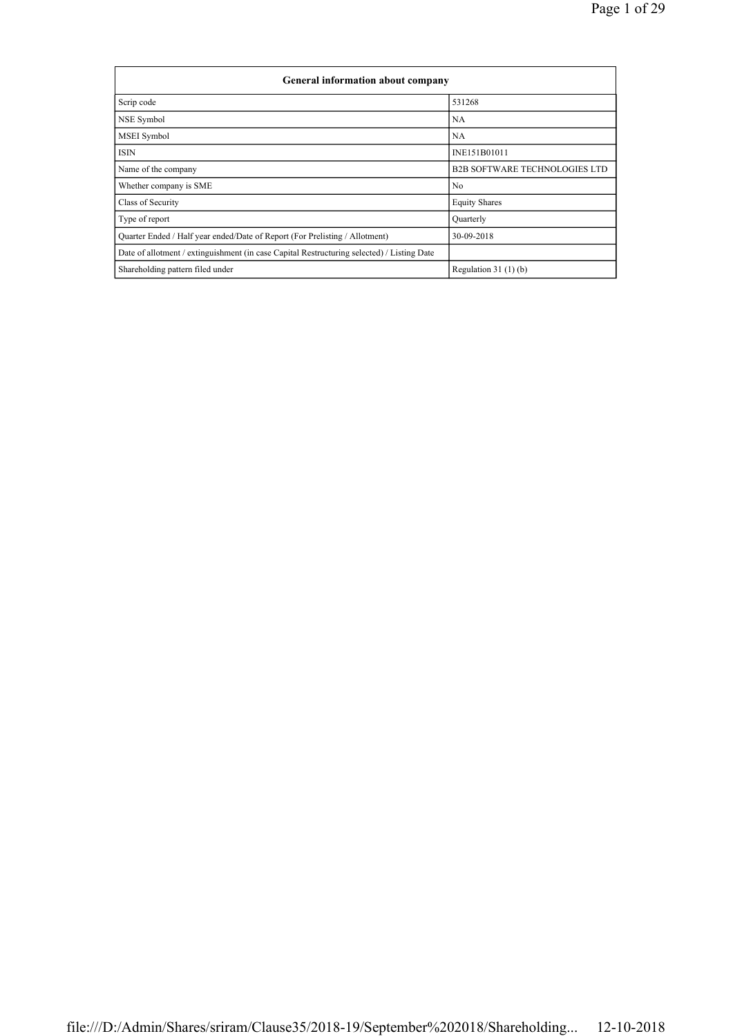| General information about company | |
|---|---|
| Scrip code | 531268 |
| NSE Symbol | NA |
| MSEI Symbol | NA |
| ISIN | INE151B01011 |
| Name of the company | B2B SOFTWARE TECHNOLOGIES LTD |
| Whether company is SME | No |
| Class of Security | Equity Shares |
| Type of report | Quarterly |
| Quarter Ended / Half year ended/Date of Report (For Prelisting / Allotment) | 30-09-2018 |
| Date of allotment / extinguishment (in case Capital Restructuring selected) / Listing Date | |
| Shareholding pattern filed under | Regulation 31 (1) (b) |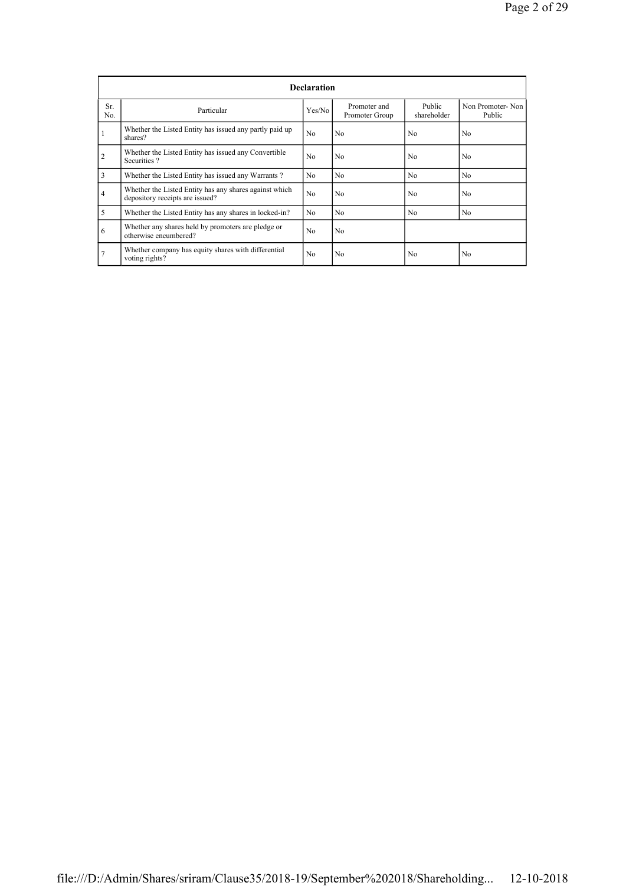| Declaration | | | | | |
|---|---|---|---|---|---|
| Sr. No. | Particular | Yes/No | Promoter and Promoter Group | Public shareholder | Non Promoter- Non Public |
| 1 | Whether the Listed Entity has issued any partly paid up shares? | No | No | No | No |
| 2 | Whether the Listed Entity has issued any Convertible Securities ? | No | No | No | No |
| 3 | Whether the Listed Entity has issued any Warrants ? | No | No | No | No |
| 4 | Whether the Listed Entity has any shares against which depository receipts are issued? | No | No | No | No |
| 5 | Whether the Listed Entity has any shares in locked-in? | No | No | No | No |
| 6 | Whether any shares held by promoters are pledge or otherwise encumbered? | No | No | | |
| 7 | Whether company has equity shares with differential voting rights? | No | No | No | No |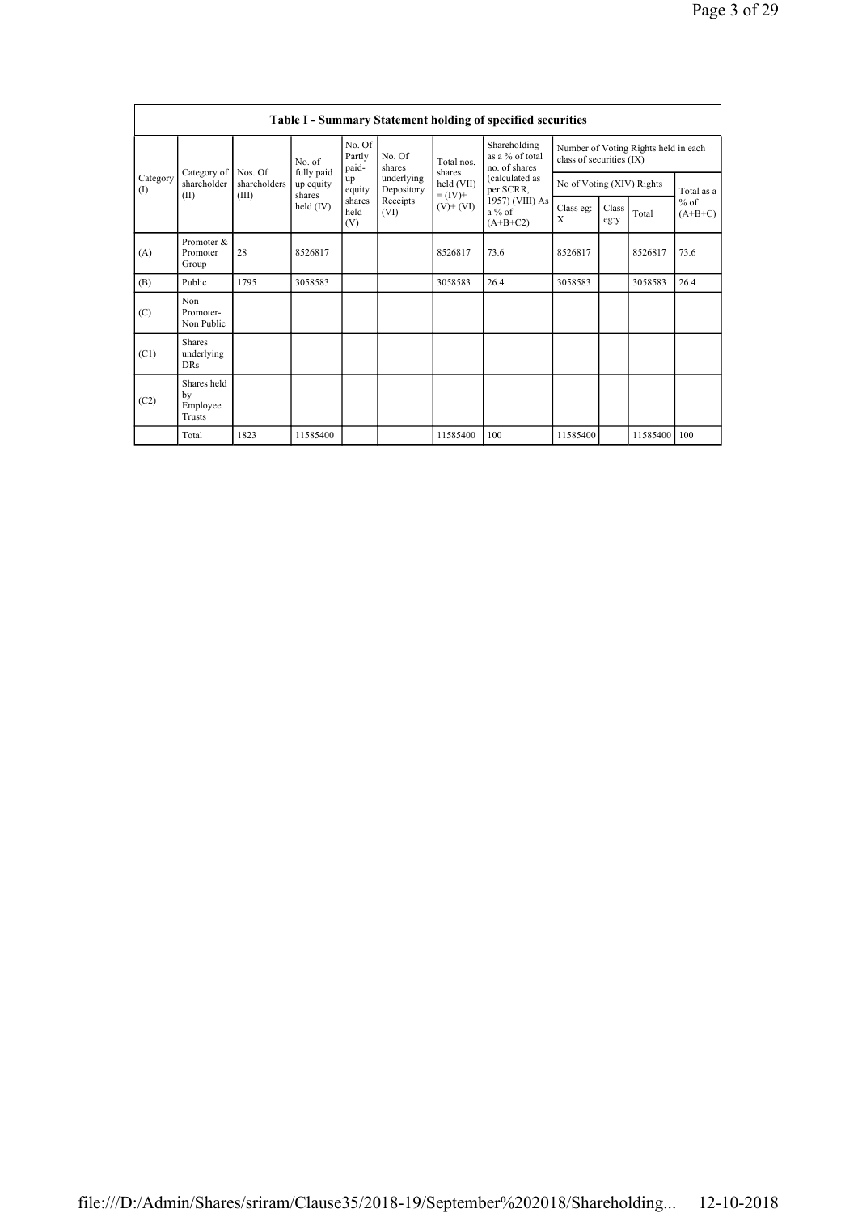## Table I - Summary Statement holding of specified securities

| Category (I) | Category of shareholder (II) | Nos. Of shareholders (III) | No. of fully paid up equity shares held (IV) | No. Of Partly paid-up equity shares held (V) | No. Of shares underlying Depository Receipts (VI) | Total nos. shares held (VII) = (IV)+ (V)+ (VI) | Shareholding as a % of total no. of shares (calculated as per SCRR, 1957) (VIII) As a % of (A+B+C2) | Number of Voting Rights held in each class of securities (IX) | | | |
|---|---|---|---|---|---|---|---|---|---|---|---|
| | | | | | | | | No of Voting (XIV) Rights | | | Total as a % of (A+B+C) |
| | | | | | | | | Class eg: X | Class eg:y | Total | |
| (A) | Promoter & Promoter Group | 28 | 8526817 | | | 8526817 | 73.6 | 8526817 | | 8526817 | 73.6 |
| (B) | Public | 1795 | 3058583 | | | 3058583 | 26.4 | 3058583 | | 3058583 | 26.4 |
| (C) | Non Promoter- Non Public | | | | | | | | | | |
| (C1) | Shares underlying DRs | | | | | | | | | | |
| (C2) | Shares held by Employee Trusts | | | | | | | | | | |
| | Total | 1823 | 11585400 | | | 11585400 | 100 | 11585400 | | 11585400 | 100 |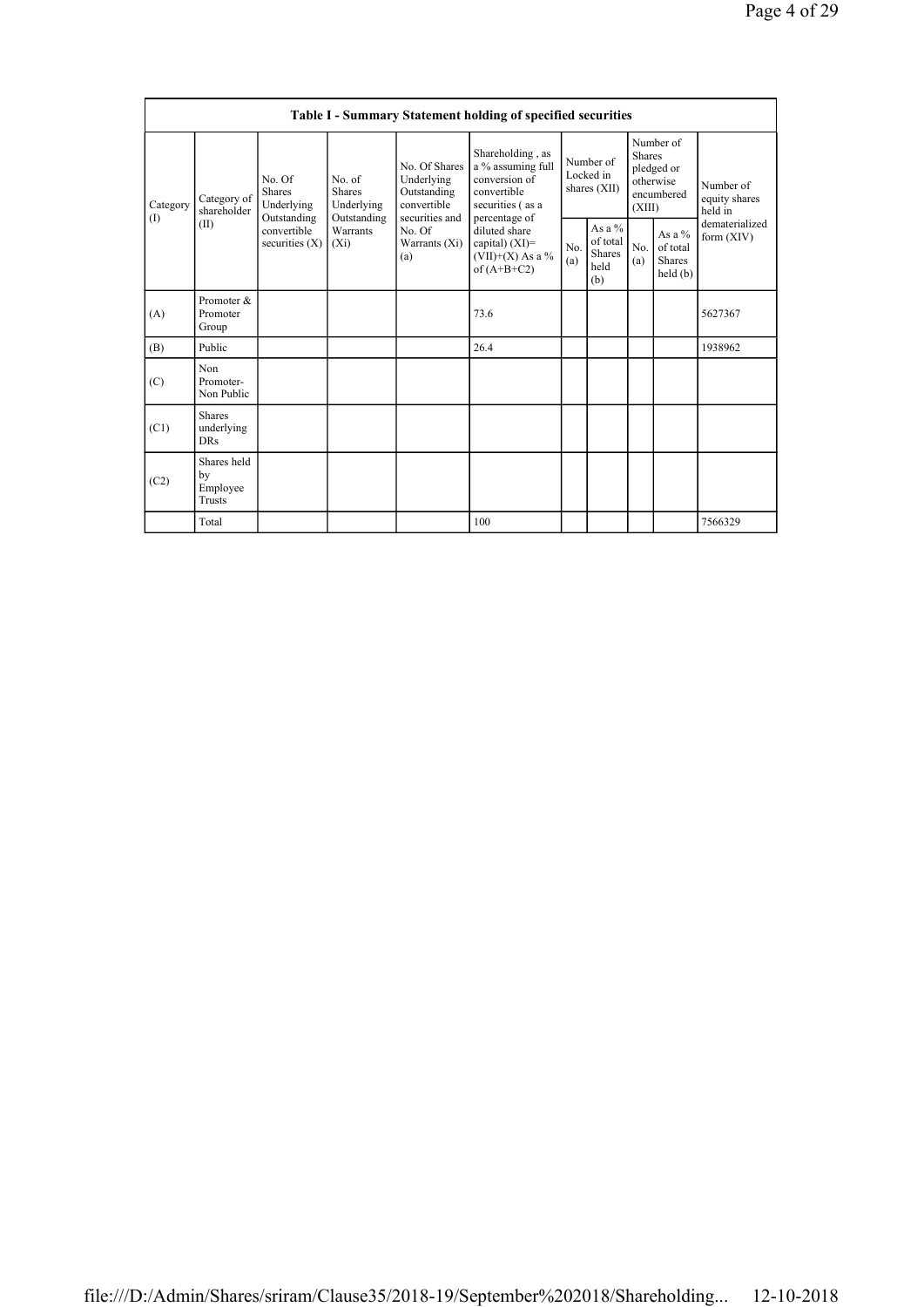| Table I - Summary Statement holding of specified securities | | | | | | | | | | |
|---|---|---|---|---|---|---|---|---|---|---|
| Category (I) | Category of shareholder (II) | No. Of Shares Underlying Outstanding convertible securities (X) | No. of Shares Underlying Outstanding Warrants (Xi) | No. Of Shares Underlying Outstanding convertible securities and No. Of Warrants (Xi) (a) | Shareholding , as a % assuming full conversion of convertible securities ( as a percentage of diluted share capital) (XI)= (VII)+(X) As a % of (A+B+C2) | Number of Locked in shares (XII) | | Number of Shares pledged or otherwise encumbered (XIII) | | Number of equity shares held in dematerialized form (XIV) |
| | | | | | | No. (a) | As a % of total Shares held (b) | No. (a) | As a % of total Shares held (b) | |
| (A) | Promoter & Promoter Group | | | | 73.6 | | | | | 5627367 |
| (B) | Public | | | | 26.4 | | | | | 1938962 |
| (C) | Non Promoter- Non Public | | | | | | | | | |
| (C1) | Shares underlying DRs | | | | | | | | | |
| (C2) | Shares held by Employee Trusts | | | | | | | | | |
| | Total | | | | 100 | | | | | 7566329 |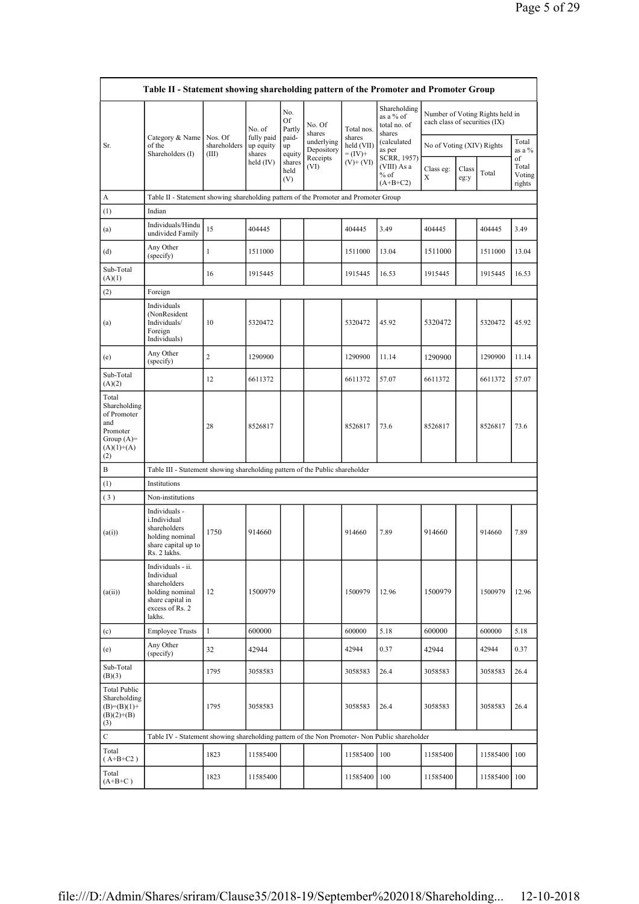| Table II - Statement showing shareholding pattern of the Promoter and Promoter Group | | | | | | | | | | | |
|---|---|---|---|---|---|---|---|---|---|---|---|
| Sr. | Category & Name of the Shareholders (I) | Nos. Of shareholders (III) | No. of fully paid up equity shares held (IV) | No. Of Partly paid-up equity shares held (V) | No. Of shares underlying Depository Receipts (VI) | Total nos. shares held (VII) = (IV)+ (V)+ (VI) | Shareholding as a % of total no. of shares (calculated as per SCRR, 1957) (VIII) As a % of (A+B+C2) | Number of Voting Rights held in each class of securities (IX) | | | |
| | | | | | | | | No of Voting (XIV) Rights | | | Total as a % of Total Voting rights |
| | | | | | | | | Class eg: X | Class eg:y | Total | |
| A | Table II - Statement showing shareholding pattern of the Promoter and Promoter Group | | | | | | | | | | |
| (1) | Indian | | | | | | | | | | |
| (a) | Individuals/Hindu undivided Family | 15 | 404445 | | | 404445 | 3.49 | 404445 | | 404445 | 3.49 |
| (d) | Any Other (specify) | 1 | 1511000 | | | 1511000 | 13.04 | 1511000 | | 1511000 | 13.04 |
| Sub-Total (A)(1) | | 16 | 1915445 | | | 1915445 | 16.53 | 1915445 | | 1915445 | 16.53 |
| (2) | Foreign | | | | | | | | | | |
| (a) | Individuals (NonResident Individuals/ Foreign Individuals) | 10 | 5320472 | | | 5320472 | 45.92 | 5320472 | | 5320472 | 45.92 |
| (e) | Any Other (specify) | 2 | 1290900 | | | 1290900 | 11.14 | 1290900 | | 1290900 | 11.14 |
| Sub-Total (A)(2) | | 12 | 6611372 | | | 6611372 | 57.07 | 6611372 | | 6611372 | 57.07 |
| Total Shareholding of Promoter and Promoter Group (A)=(A)(1)+(A)(2) | | 28 | 8526817 | | | 8526817 | 73.6 | 8526817 | | 8526817 | 73.6 |
| B | Table III - Statement showing shareholding pattern of the Public shareholder | | | | | | | | | | |
| (1) | Institutions | | | | | | | | | | |
| (3) | Non-institutions | | | | | | | | | | |
| (a(i)) | Individuals - i.Individual shareholders holding nominal share capital up to Rs. 2 lakhs. | 1750 | 914660 | | | 914660 | 7.89 | 914660 | | 914660 | 7.89 |
| (a(ii)) | Individuals - ii. Individual shareholders holding nominal share capital in excess of Rs. 2 lakhs. | 12 | 1500979 | | | 1500979 | 12.96 | 1500979 | | 1500979 | 12.96 |
| (c) | Employee Trusts | 1 | 600000 | | | 600000 | 5.18 | 600000 | | 600000 | 5.18 |
| (e) | Any Other (specify) | 32 | 42944 | | | 42944 | 0.37 | 42944 | | 42944 | 0.37 |
| Sub-Total (B)(3) | | 1795 | 3058583 | | | 3058583 | 26.4 | 3058583 | | 3058583 | 26.4 |
| Total Public Shareholding (B)=(B)(1)+(B)(2)+(B)(3) | | 1795 | 3058583 | | | 3058583 | 26.4 | 3058583 | | 3058583 | 26.4 |
| C | Table IV - Statement showing shareholding pattern of the Non Promoter- Non Public shareholder | | | | | | | | | | |
| Total ( A+B+C2 ) | | 1823 | 11585400 | | | 11585400 | 100 | 11585400 | | 11585400 | 100 |
| Total (A+B+C ) | | 1823 | 11585400 | | | 11585400 | 100 | 11585400 | | 11585400 | 100 |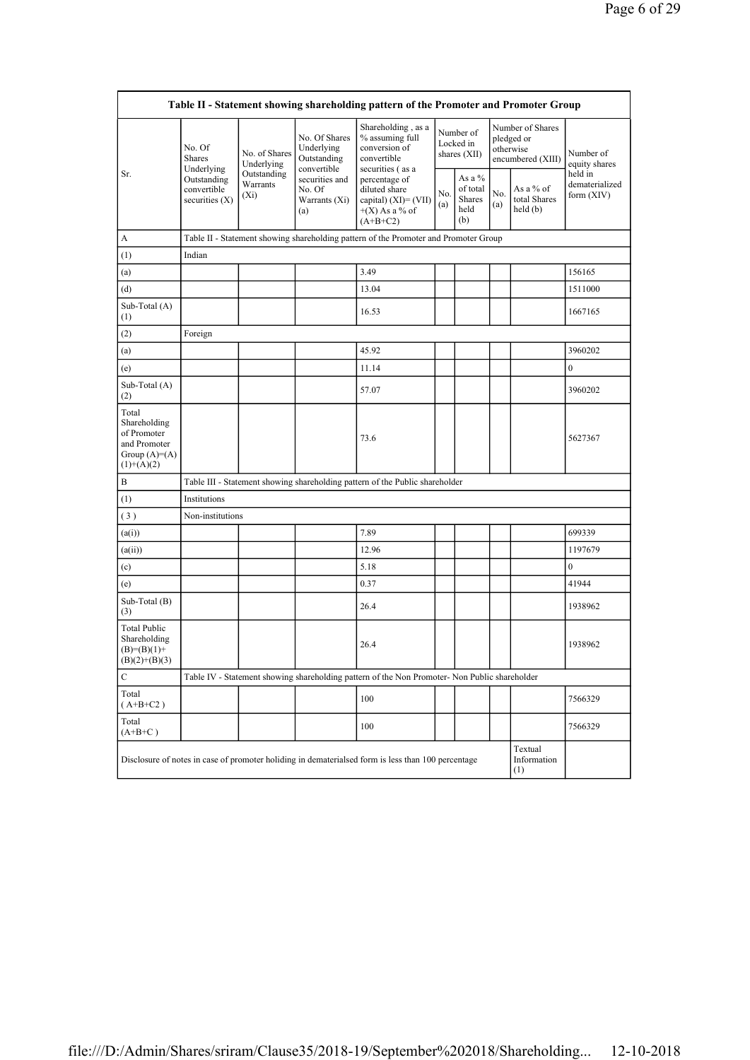| Table II - Statement showing shareholding pattern of the Promoter and Promoter Group | | | | | | | | | |
|---|---|---|---|---|---|---|---|---|---|
| Sr. | No. Of Shares Underlying Outstanding convertible securities (X) | No. of Shares Underlying Outstanding Warrants (Xi) | No. Of Shares Underlying Outstanding convertible securities and No. Of Warrants (Xi) (a) | Shareholding , as a % assuming full conversion of convertible securities ( as a percentage of diluted share capital) (XI)= (VII)+(X) As a % of (A+B+C2) | Number of Locked in shares (XII) | | Number of Shares pledged or otherwise encumbered (XIII) | | Number of equity shares held in dematerialized form (XIV) |
| | | | | | No. (a) | As a % of total Shares held (b) | No. (a) | As a % of total Shares held (b) | |
| A | Table II - Statement showing shareholding pattern of the Promoter and Promoter Group | | | | | | | | |
| (1) | Indian | | | | | | | | |
| (a) | | | | 3.49 | | | | | 156165 |
| (d) | | | | 13.04 | | | | | 1511000 |
| Sub-Total (A) (1) | | | | 16.53 | | | | | 1667165 |
| (2) | Foreign | | | | | | | | |
| (a) | | | | 45.92 | | | | | 3960202 |
| (e) | | | | 11.14 | | | | | 0 |
| Sub-Total (A) (2) | | | | 57.07 | | | | | 3960202 |
| Total Shareholding of Promoter and Promoter Group (A)=(A)(1)+(A)(2) | | | | 73.6 | | | | | 5627367 |
| B | Table III - Statement showing shareholding pattern of the Public shareholder | | | | | | | | |
| (1) | Institutions | | | | | | | | |
| ( 3 ) | Non-institutions | | | | | | | | |
| (a(i)) | | | | 7.89 | | | | | 699339 |
| (a(ii)) | | | | 12.96 | | | | | 1197679 |
| (c) | | | | 5.18 | | | | | 0 |
| (e) | | | | 0.37 | | | | | 41944 |
| Sub-Total (B) (3) | | | | 26.4 | | | | | 1938962 |
| Total Public Shareholding (B)=(B)(1)+(B)(2)+(B)(3) | | | | 26.4 | | | | | 1938962 |
| C | Table IV - Statement showing shareholding pattern of the Non Promoter- Non Public shareholder | | | | | | | | |
| Total ( A+B+C2 ) | | | | 100 | | | | | 7566329 |
| Total (A+B+C ) | | | | 100 | | | | | 7566329 |
| Disclosure of notes in case of promoter holiding in dematerialsed form is less than 100 percentage | | | | | | | | Textual Information (1) | |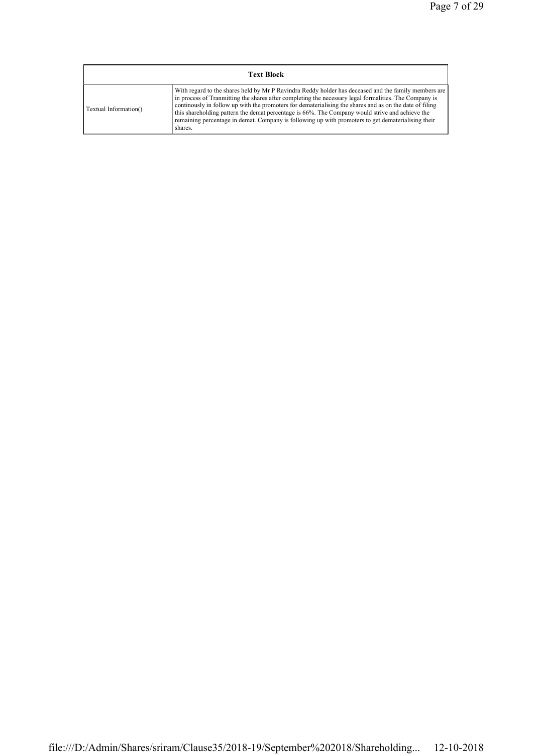| Text Block | |
|---|---|
| Textual Information() | With regard to the shares held by Mr P Ravindra Reddy holder has deceased and the family members are in process of Tranmitting the shares after completing the necessary legal formalities. The Company is continously in follow up with the promoters for dematerialising the shares and as on the date of filing this shareholding pattern the demat percentage is 66%. The Company would strive and achieve the remaining percentage in demat. Company is following up with promoters to get dematerialising their shares. |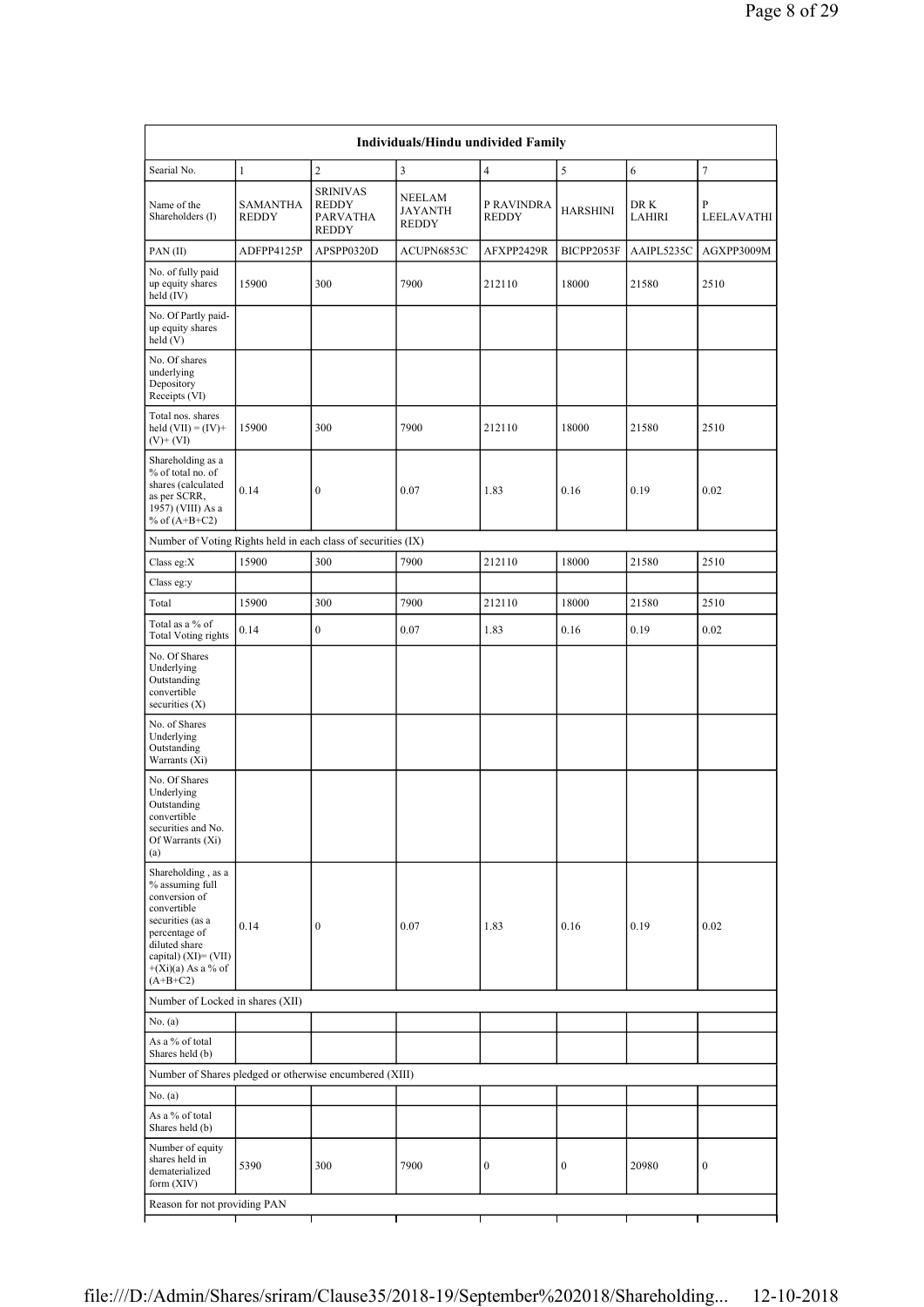| Individuals/Hindu undivided Family | | | | | | | |
|---|---|---|---|---|---|---|---|
| Searial No. | 1 | 2 | 3 | 4 | 5 | 6 | 7 |
| Name of the Shareholders (I) | SAMANTHA REDDY | SRINIVAS REDDY PARVATHA REDDY | NEELAM JAYANTH REDDY | P RAVINDRA REDDY | HARSHINI | DR K LAHIRI | P LEELAVATHI |
| PAN (II) | ADFPP4125P | APSPP0320D | ACUPN6853C | AFXPP2429R | BICPP2053F | AAIPL5235C | AGXPP3009M |
| No. of fully paid up equity shares held (IV) | 15900 | 300 | 7900 | 212110 | 18000 | 21580 | 2510 |
| No. Of Partly paid-up equity shares held (V) | | | | | | | |
| No. Of shares underlying Depository Receipts (VI) | | | | | | | |
| Total nos. shares held (VII) = (IV)+ (V)+ (VI) | 15900 | 300 | 7900 | 212110 | 18000 | 21580 | 2510 |
| Shareholding as a % of total no. of shares (calculated as per SCRR, 1957) (VIII) As a % of (A+B+C2) | 0.14 | 0 | 0.07 | 1.83 | 0.16 | 0.19 | 0.02 |
| Number of Voting Rights held in each class of securities (IX) | | | | | | | |
| Class eg:X | 15900 | 300 | 7900 | 212110 | 18000 | 21580 | 2510 |
| Class eg:y | | | | | | | |
| Total | 15900 | 300 | 7900 | 212110 | 18000 | 21580 | 2510 |
| Total as a % of Total Voting rights | 0.14 | 0 | 0.07 | 1.83 | 0.16 | 0.19 | 0.02 |
| No. Of Shares Underlying Outstanding convertible securities (X) | | | | | | | |
| No. of Shares Underlying Outstanding Warrants (Xi) | | | | | | | |
| No. Of Shares Underlying Outstanding convertible securities and No. Of Warrants (Xi) (a) | | | | | | | |
| Shareholding , as a % assuming full conversion of convertible securities (as a percentage of diluted share capital) (XI)= (VII) +(Xi)(a) As a % of (A+B+C2) | 0.14 | 0 | 0.07 | 1.83 | 0.16 | 0.19 | 0.02 |
| Number of Locked in shares (XII) | | | | | | | |
| No. (a) | | | | | | | |
| As a % of total Shares held (b) | | | | | | | |
| Number of Shares pledged or otherwise encumbered (XIII) | | | | | | | |
| No. (a) | | | | | | | |
| As a % of total Shares held (b) | | | | | | | |
| Number of equity shares held in dematerialized form (XIV) | 5390 | 300 | 7900 | 0 | 0 | 20980 | 0 |
| Reason for not providing PAN | | | | | | | |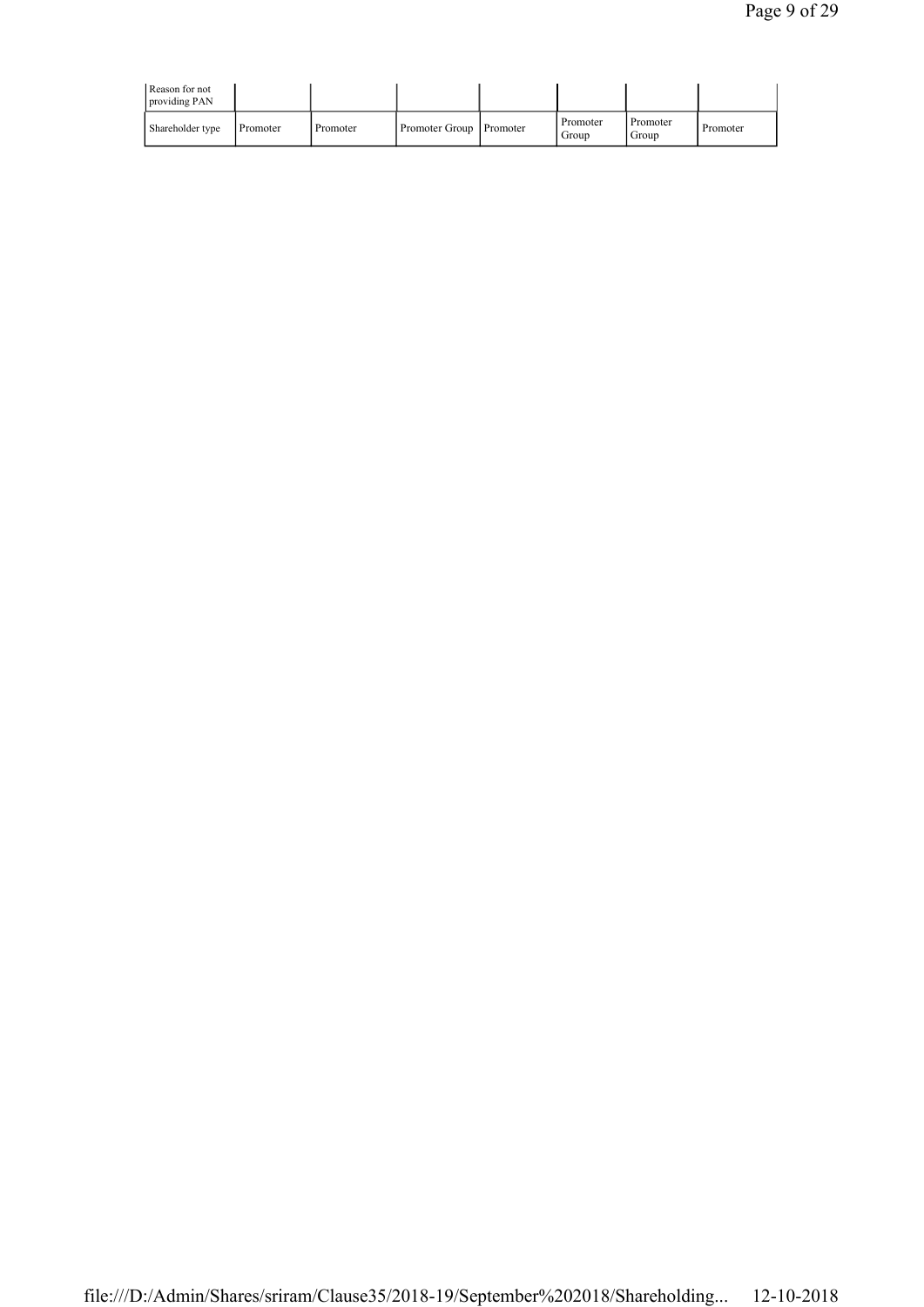| Reason for not providing PAN | | | | | | | |
|---|---|---|---|---|---|---|---|
| Shareholder type | Promoter | Promoter | Promoter Group | Promoter | Promoter Group | Promoter Group | Promoter |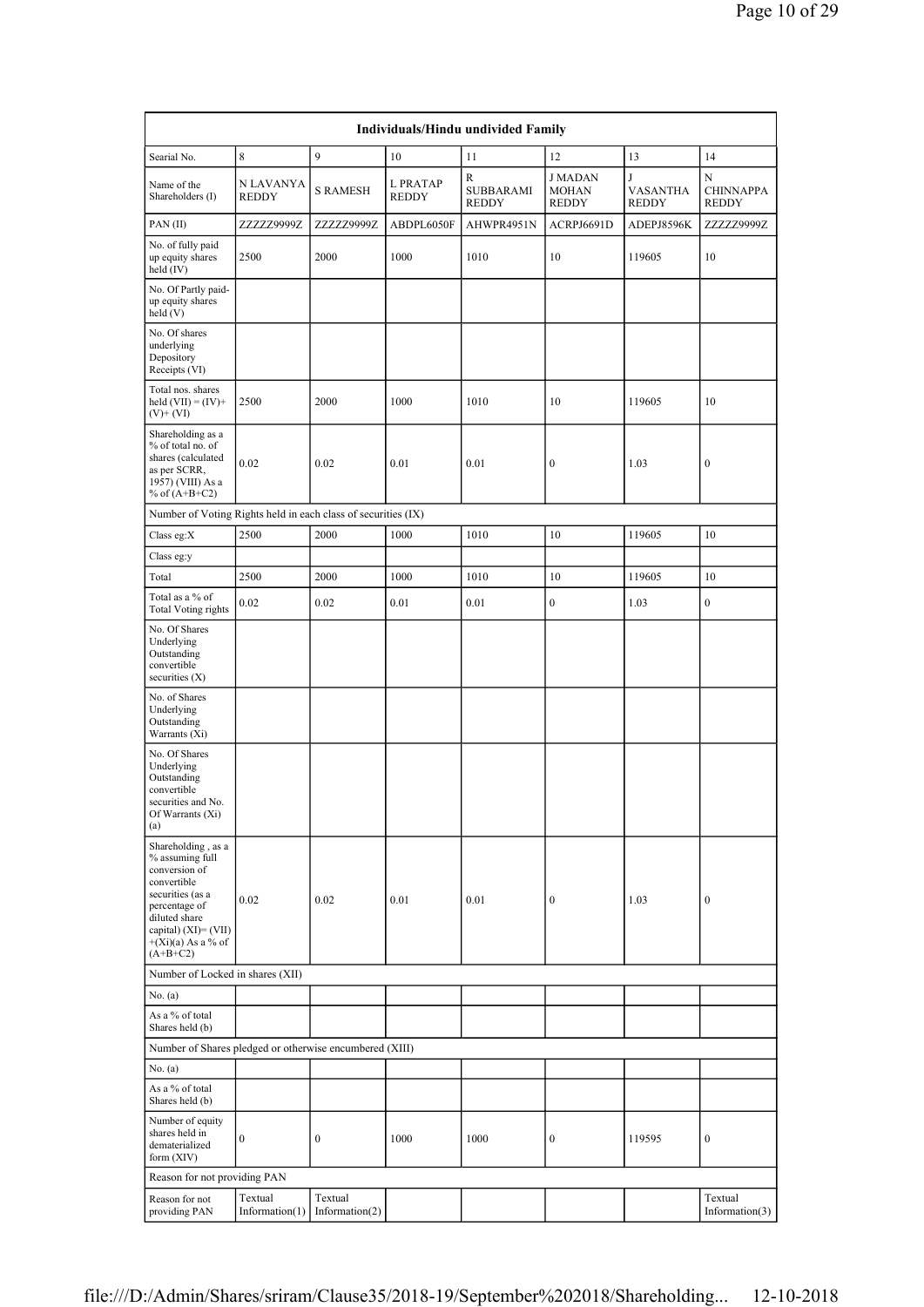| Individuals/Hindu undivided Family | | | | | | | |
|---|---|---|---|---|---|---|---|
| Searial No. | 8 | 9 | 10 | 11 | 12 | 13 | 14 |
| Name of the Shareholders (I) | N LAVANYA REDDY | S RAMESH | L PRATAP REDDY | R SUBBARAMI REDDY | J MADAN MOHAN REDDY | J VASANTHA REDDY | N CHINNAPPA REDDY |
| PAN (II) | ZZZZZ9999Z | ZZZZZ9999Z | ABDPL6050F | AHWPR4951N | ACRPJ6691D | ADEPJ8596K | ZZZZZ9999Z |
| No. of fully paid up equity shares held (IV) | 2500 | 2000 | 1000 | 1010 | 10 | 119605 | 10 |
| No. Of Partly paid-up equity shares held (V) | | | | | | | |
| No. Of shares underlying Depository Receipts (VI) | | | | | | | |
| Total nos. shares held (VII) = (IV)+(V)+ (VI) | 2500 | 2000 | 1000 | 1010 | 10 | 119605 | 10 |
| Shareholding as a % of total no. of shares (calculated as per SCRR, 1957) (VIII) As a % of (A+B+C2) | 0.02 | 0.02 | 0.01 | 0.01 | 0 | 1.03 | 0 |
| Number of Voting Rights held in each class of securities (IX) | | | | | | | |
| Class eg:X | 2500 | 2000 | 1000 | 1010 | 10 | 119605 | 10 |
| Class eg:y | | | | | | | |
| Total | 2500 | 2000 | 1000 | 1010 | 10 | 119605 | 10 |
| Total as a % of Total Voting rights | 0.02 | 0.02 | 0.01 | 0.01 | 0 | 1.03 | 0 |
| No. Of Shares Underlying Outstanding convertible securities (X) | | | | | | | |
| No. of Shares Underlying Outstanding Warrants (Xi) | | | | | | | |
| No. Of Shares Underlying Outstanding convertible securities and No. Of Warrants (Xi) (a) | | | | | | | |
| Shareholding , as a % assuming full conversion of convertible securities (as a percentage of diluted share capital) (XI)= (VII)+(Xi)(a) As a % of (A+B+C2) | 0.02 | 0.02 | 0.01 | 0.01 | 0 | 1.03 | 0 |
| Number of Locked in shares (XII) | | | | | | | |
| No. (a) | | | | | | | |
| As a % of total Shares held (b) | | | | | | | |
| Number of Shares pledged or otherwise encumbered (XIII) | | | | | | | |
| No. (a) | | | | | | | |
| As a % of total Shares held (b) | | | | | | | |
| Number of equity shares held in dematerialized form (XIV) | 0 | 0 | 1000 | 1000 | 0 | 119595 | 0 |
| Reason for not providing PAN | | | | | | | |
| Reason for not providing PAN | Textual Information(1) | Textual Information(2) | | | | | Textual Information(3) |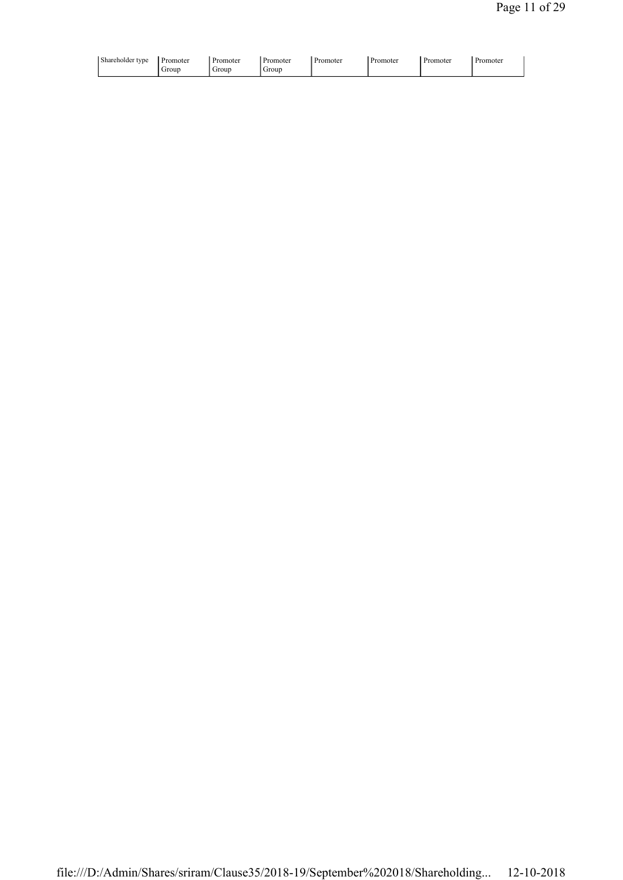| Shareholder type | Promoter Group | Promoter Group | Promoter Group | Promoter | Promoter | Promoter | Promoter |
|---|---|---|---|---|---|---|---|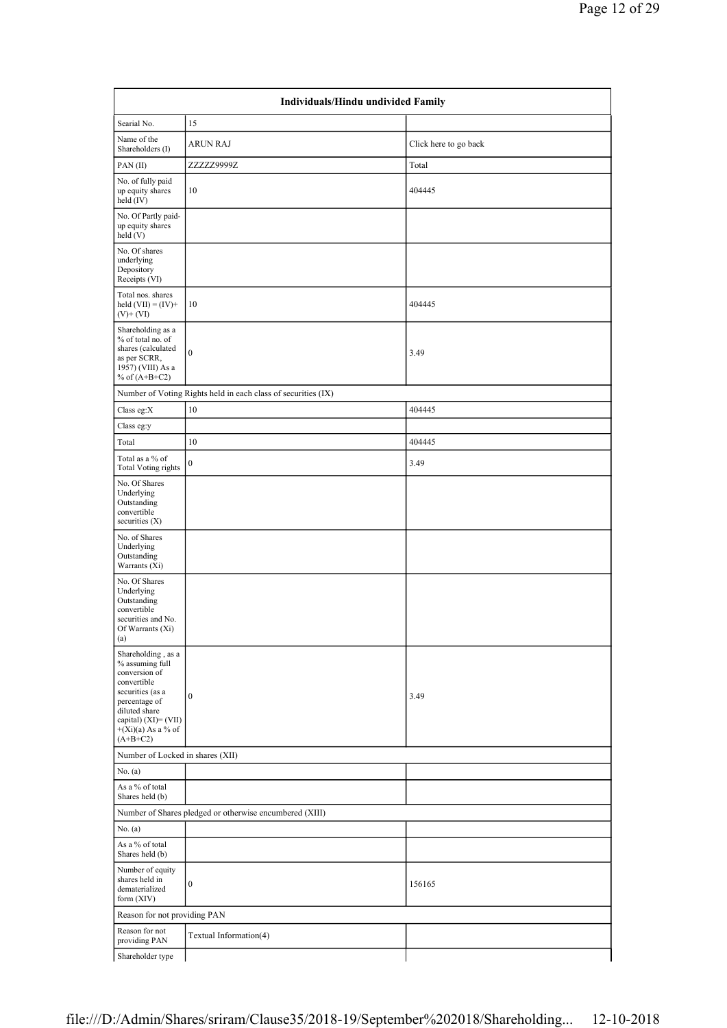| Individuals/Hindu undivided Family | | |
|---|---|---|
| Searial No. | 15 | |
| Name of the Shareholders (I) | ARUN RAJ | Click here to go back |
| PAN (II) | ZZZZZ9999Z | Total |
| No. of fully paid up equity shares held (IV) | 10 | 404445 |
| No. Of Partly paid-up equity shares held (V) | | |
| No. Of shares underlying Depository Receipts (VI) | | |
| Total nos. shares held (VII) = (IV)+ (V)+ (VI) | 10 | 404445 |
| Shareholding as a % of total no. of shares (calculated as per SCRR, 1957) (VIII) As a % of (A+B+C2) | 0 | 3.49 |
| Number of Voting Rights held in each class of securities (IX) | | |
| Class eg:X | 10 | 404445 |
| Class eg:y | | |
| Total | 10 | 404445 |
| Total as a % of Total Voting rights | 0 | 3.49 |
| No. Of Shares Underlying Outstanding convertible securities (X) | | |
| No. of Shares Underlying Outstanding Warrants (Xi) | | |
| No. Of Shares Underlying Outstanding convertible securities and No. Of Warrants (Xi) (a) | | |
| Shareholding , as a % assuming full conversion of convertible securities (as a percentage of diluted share capital) (XI)= (VII) +(Xi)(a) As a % of (A+B+C2) | 0 | 3.49 |
| Number of Locked in shares (XII) | | |
| No. (a) | | |
| As a % of total Shares held (b) | | |
| Number of Shares pledged or otherwise encumbered (XIII) | | |
| No. (a) | | |
| As a % of total Shares held (b) | | |
| Number of equity shares held in dematerialized form (XIV) | 0 | 156165 |
| Reason for not providing PAN | | |
| Reason for not providing PAN | Textual Information(4) | |
| Shareholder type | | |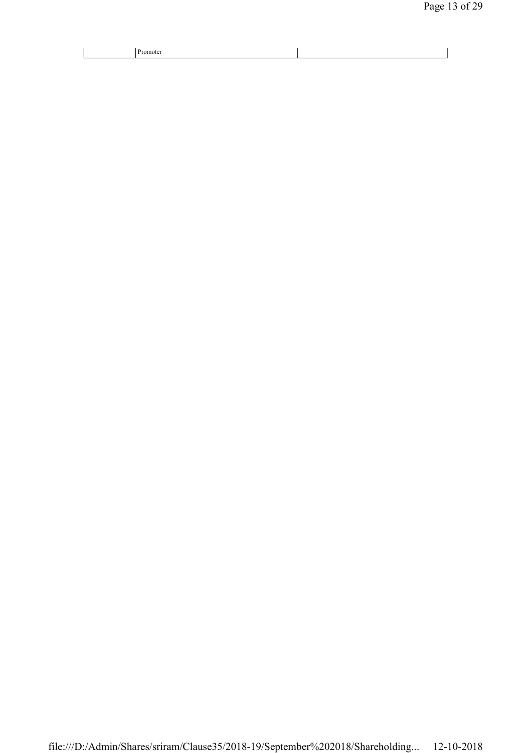|  | Promoter |  |
|---|---|---|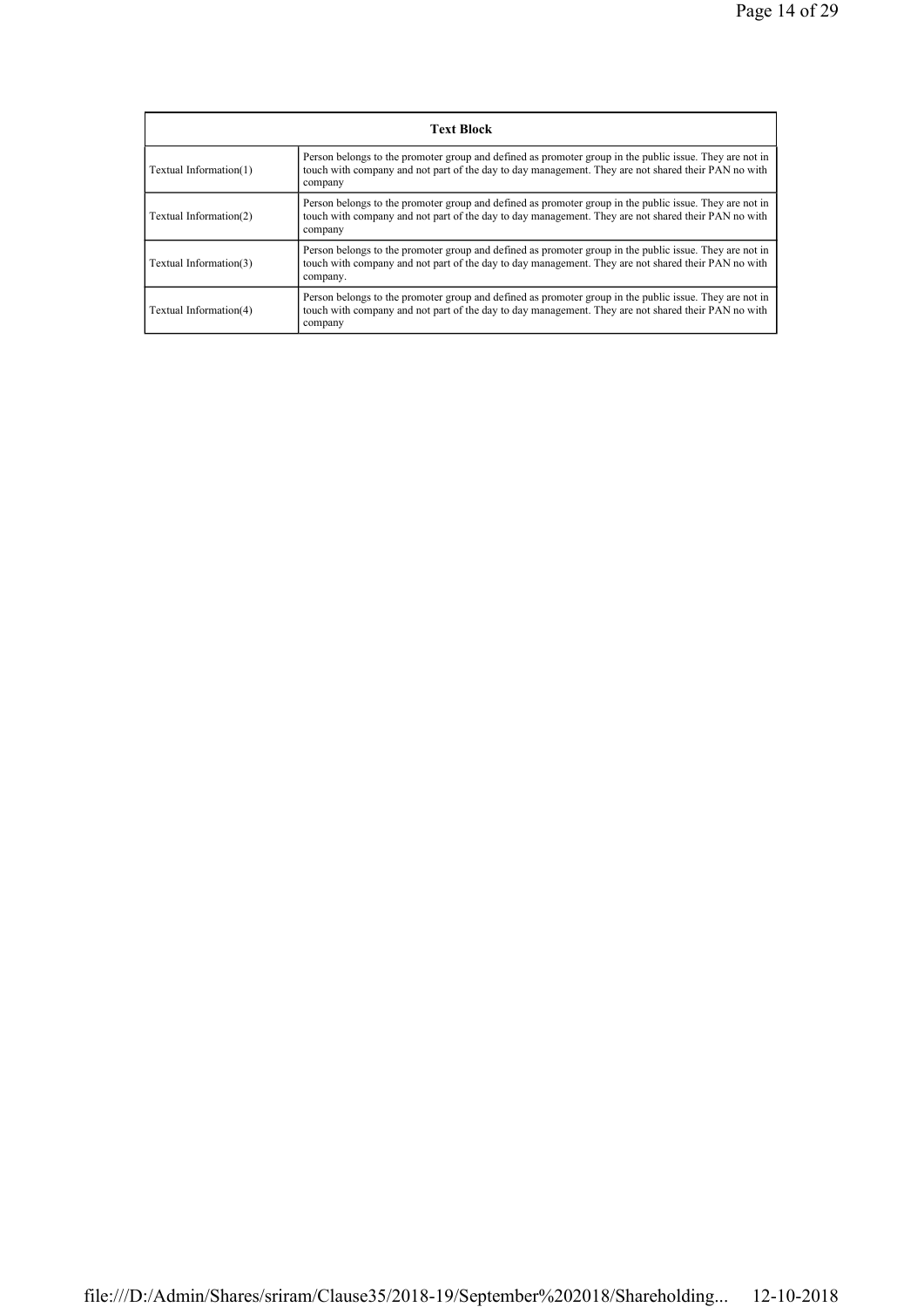| Text Block | |
|---|---|
| Textual Information(1) | Person belongs to the promoter group and defined as promoter group in the public issue. They are not in touch with company and not part of the day to day management. They are not shared their PAN no with company |
| Textual Information(2) | Person belongs to the promoter group and defined as promoter group in the public issue. They are not in touch with company and not part of the day to day management. They are not shared their PAN no with company |
| Textual Information(3) | Person belongs to the promoter group and defined as promoter group in the public issue. They are not in touch with company and not part of the day to day management. They are not shared their PAN no with company. |
| Textual Information(4) | Person belongs to the promoter group and defined as promoter group in the public issue. They are not in touch with company and not part of the day to day management. They are not shared their PAN no with company |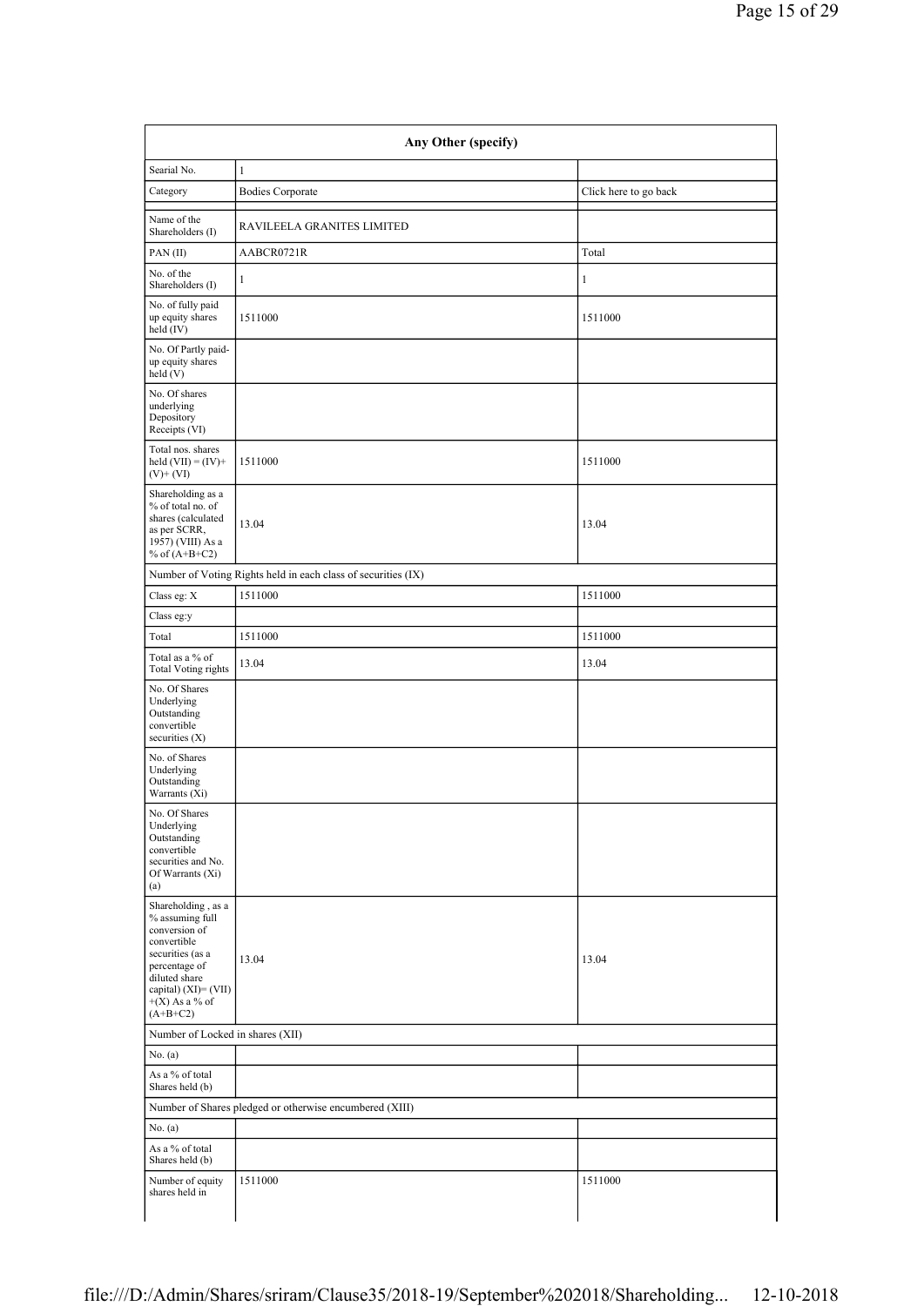| Any Other (specify) | | |
|---|---|---|
| Searial No. | 1 | |
| Category | Bodies Corporate | Click here to go back |
| Name of the Shareholders (I) | RAVILEELA GRANITES LIMITED | |
| PAN (II) | AABCR0721R | Total |
| No. of the Shareholders (I) | 1 | 1 |
| No. of fully paid up equity shares held (IV) | 1511000 | 1511000 |
| No. Of Partly paid-up equity shares held (V) | | |
| No. Of shares underlying Depository Receipts (VI) | | |
| Total nos. shares held (VII) = (IV)+ (V)+ (VI) | 1511000 | 1511000 |
| Shareholding as a % of total no. of shares (calculated as per SCRR, 1957) (VIII) As a % of (A+B+C2) | 13.04 | 13.04 |
| Number of Voting Rights held in each class of securities (IX) | | |
| Class eg: X | 1511000 | 1511000 |
| Class eg:y | | |
| Total | 1511000 | 1511000 |
| Total as a % of Total Voting rights | 13.04 | 13.04 |
| No. Of Shares Underlying Outstanding convertible securities (X) | | |
| No. of Shares Underlying Outstanding Warrants (Xi) | | |
| No. Of Shares Underlying Outstanding convertible securities and No. Of Warrants (Xi) (a) | | |
| Shareholding , as a % assuming full conversion of convertible securities (as a percentage of diluted share capital) (XI)= (VII) +(X) As a % of (A+B+C2) | 13.04 | 13.04 |
| Number of Locked in shares (XII) | | |
| No. (a) | | |
| As a % of total Shares held (b) | | |
| Number of Shares pledged or otherwise encumbered (XIII) | | |
| No. (a) | | |
| As a % of total Shares held (b) | | |
| Number of equity shares held in | 1511000 | 1511000 |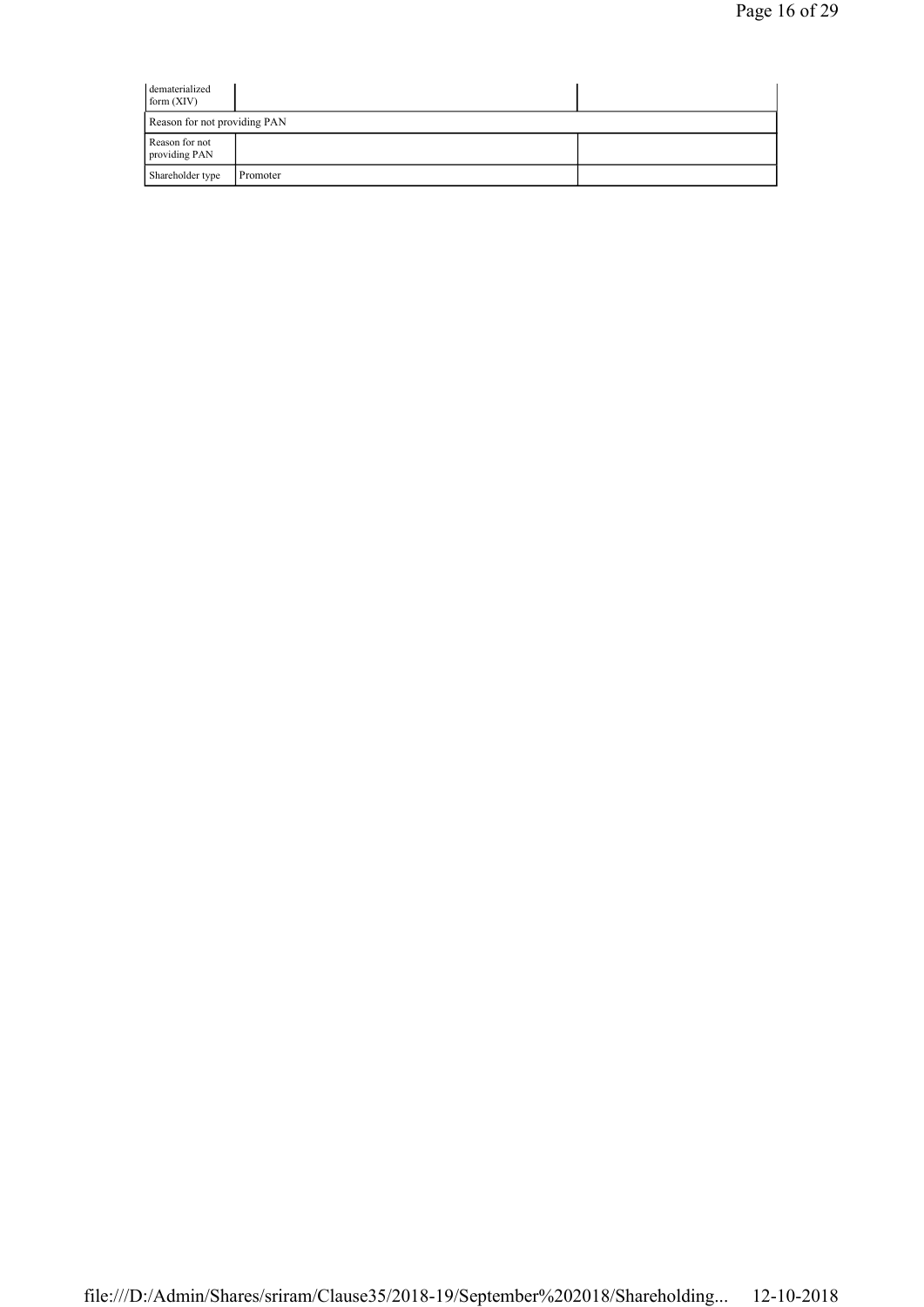| dematerialized form (XIV) | | |
|---|---|---|
| Reason for not providing PAN | | |
| Reason for not providing PAN | | |
| Shareholder type | Promoter | |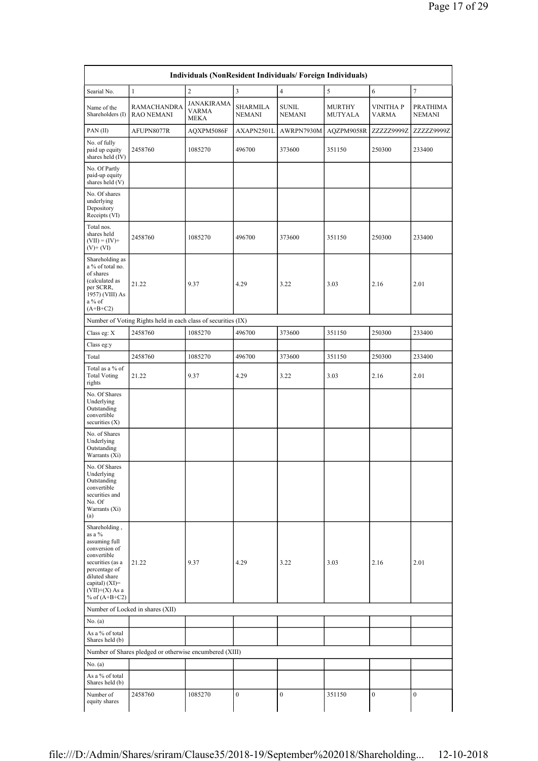| Individuals (NonResident Individuals/ Foreign Individuals) | | | | | | | |
|---|---|---|---|---|---|---|---|
| Searial No. | 1 | 2 | 3 | 4 | 5 | 6 | 7 |
| Name of the Shareholders (I) | RAMACHANDRA RAO NEMANI | JANAKIRAMA VARMA MEKA | SHARMILA NEMANI | SUNIL NEMANI | MURTHY MUTYALA | VINITHA P VARMA | PRATHIMA NEMANI |
| PAN (II) | AFUPN8077R | AQXPM5086F | AXAPN2501L | AWRPN7930M | AQZPM9058R | ZZZZZ9999Z | ZZZZZ9999Z |
| No. of fully paid up equity shares held (IV) | 2458760 | 1085270 | 496700 | 373600 | 351150 | 250300 | 233400 |
| No. Of Partly paid-up equity shares held (V) | | | | | | | |
| No. Of shares underlying Depository Receipts (VI) | | | | | | | |
| Total nos. shares held (VII) = (IV)+ (V)+ (VI) | 2458760 | 1085270 | 496700 | 373600 | 351150 | 250300 | 233400 |
| Shareholding as a % of total no. of shares (calculated as per SCRR, 1957) (VIII) As a % of (A+B+C2) | 21.22 | 9.37 | 4.29 | 3.22 | 3.03 | 2.16 | 2.01 |
| Number of Voting Rights held in each class of securities (IX) | | | | | | | |
| Class eg: X | 2458760 | 1085270 | 496700 | 373600 | 351150 | 250300 | 233400 |
| Class eg:y | | | | | | | |
| Total | 2458760 | 1085270 | 496700 | 373600 | 351150 | 250300 | 233400 |
| Total as a % of Total Voting rights | 21.22 | 9.37 | 4.29 | 3.22 | 3.03 | 2.16 | 2.01 |
| No. Of Shares Underlying Outstanding convertible securities (X) | | | | | | | |
| No. of Shares Underlying Outstanding Warrants (Xi) | | | | | | | |
| No. Of Shares Underlying Outstanding convertible securities and No. Of Warrants (Xi) (a) | | | | | | | |
| Shareholding , as a % assuming full conversion of convertible securities (as a percentage of diluted share capital) (XI)= (VII)+(X) As a % of (A+B+C2) | 21.22 | 9.37 | 4.29 | 3.22 | 3.03 | 2.16 | 2.01 |
| Number of Locked in shares (XII) | | | | | | | |
| No. (a) | | | | | | | |
| As a % of total Shares held (b) | | | | | | | |
| Number of Shares pledged or otherwise encumbered (XIII) | | | | | | | |
| No. (a) | | | | | | | |
| As a % of total Shares held (b) | | | | | | | |
| Number of equity shares | 2458760 | 1085270 | 0 | 0 | 351150 | 0 | 0 |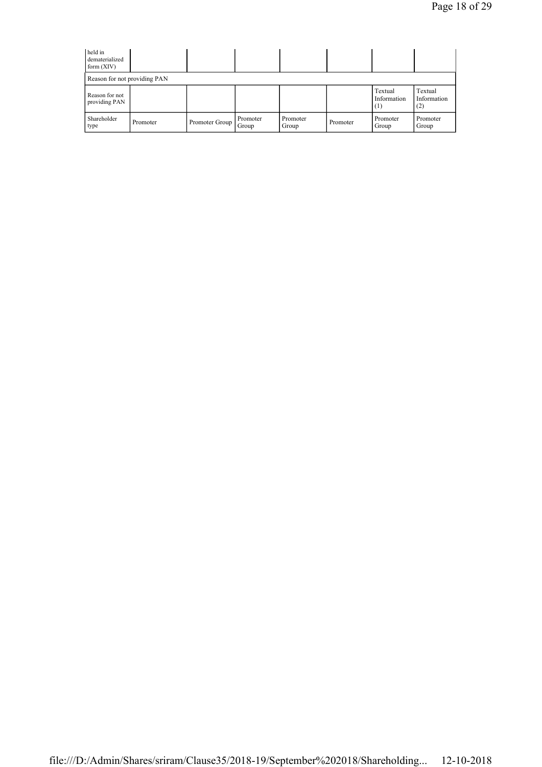| held in dematerialized form (XIV) | | | | | | | |
|---|---|---|---|---|---|---|---|
| Reason for not providing PAN | | | | | | | |
| Reason for not providing PAN | | | | | | Textual Information (1) | Textual Information (2) |
| Shareholder type | Promoter | Promoter Group | Promoter Group | Promoter Group | Promoter | Promoter Group | Promoter Group |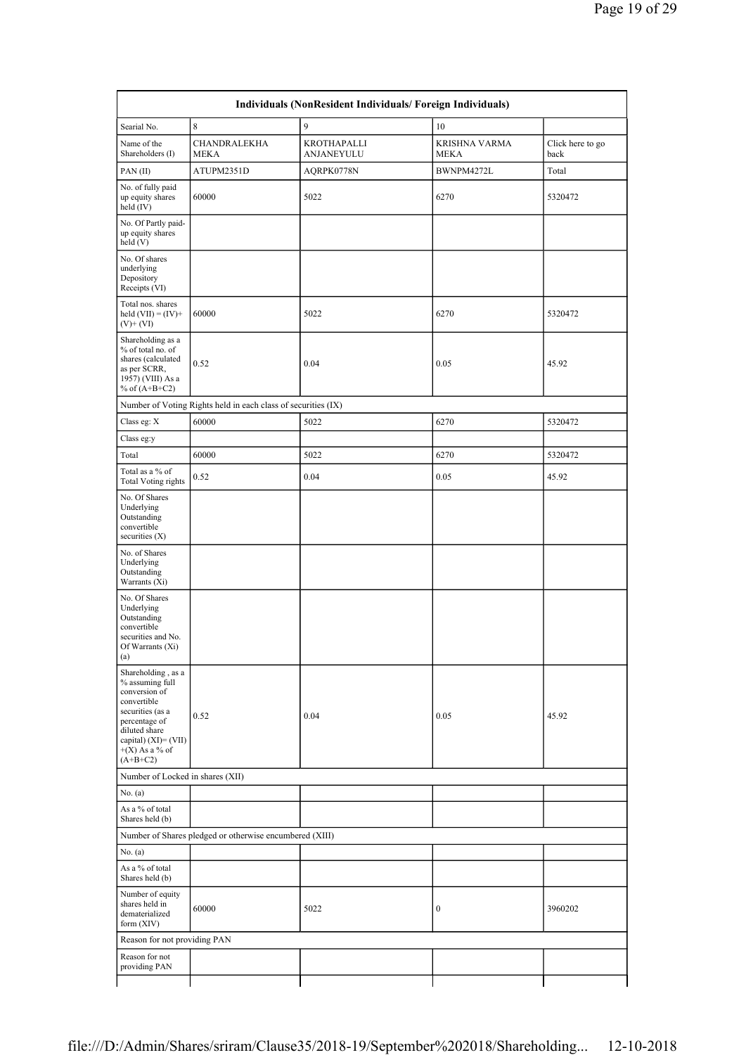| Individuals (NonResident Individuals/ Foreign Individuals) | | | | |
|---|---|---|---|---|
| Searial No. | 8 | 9 | 10 | |
| Name of the Shareholders (I) | CHANDRALEKHA MEKA | KROTHAPALLI ANJANEYULU | KRISHNA VARMA MEKA | Click here to go back |
| PAN (II) | ATUPM2351D | AQRPK0778N | BWNPM4272L | Total |
| No. of fully paid up equity shares held (IV) | 60000 | 5022 | 6270 | 5320472 |
| No. Of Partly paid-up equity shares held (V) | | | | |
| No. Of shares underlying Depository Receipts (VI) | | | | |
| Total nos. shares held (VII) = (IV)+ (V)+ (VI) | 60000 | 5022 | 6270 | 5320472 |
| Shareholding as a % of total no. of shares (calculated as per SCRR, 1957) (VIII) As a % of (A+B+C2) | 0.52 | 0.04 | 0.05 | 45.92 |
| Number of Voting Rights held in each class of securities (IX) | | | | |
| Class eg: X | 60000 | 5022 | 6270 | 5320472 |
| Class eg:y | | | | |
| Total | 60000 | 5022 | 6270 | 5320472 |
| Total as a % of Total Voting rights | 0.52 | 0.04 | 0.05 | 45.92 |
| No. Of Shares Underlying Outstanding convertible securities (X) | | | | |
| No. of Shares Underlying Outstanding Warrants (Xi) | | | | |
| No. Of Shares Underlying Outstanding convertible securities and No. Of Warrants (Xi) (a) | | | | |
| Shareholding , as a % assuming full conversion of convertible securities (as a percentage of diluted share capital) (XI)= (VII)+(X) As a % of (A+B+C2) | 0.52 | 0.04 | 0.05 | 45.92 |
| Number of Locked in shares (XII) | | | | |
| No. (a) | | | | |
| As a % of total Shares held (b) | | | | |
| Number of Shares pledged or otherwise encumbered (XIII) | | | | |
| No. (a) | | | | |
| As a % of total Shares held (b) | | | | |
| Number of equity shares held in dematerialized form (XIV) | 60000 | 5022 | 0 | 3960202 |
| Reason for not providing PAN | | | | |
| Reason for not providing PAN | | | | |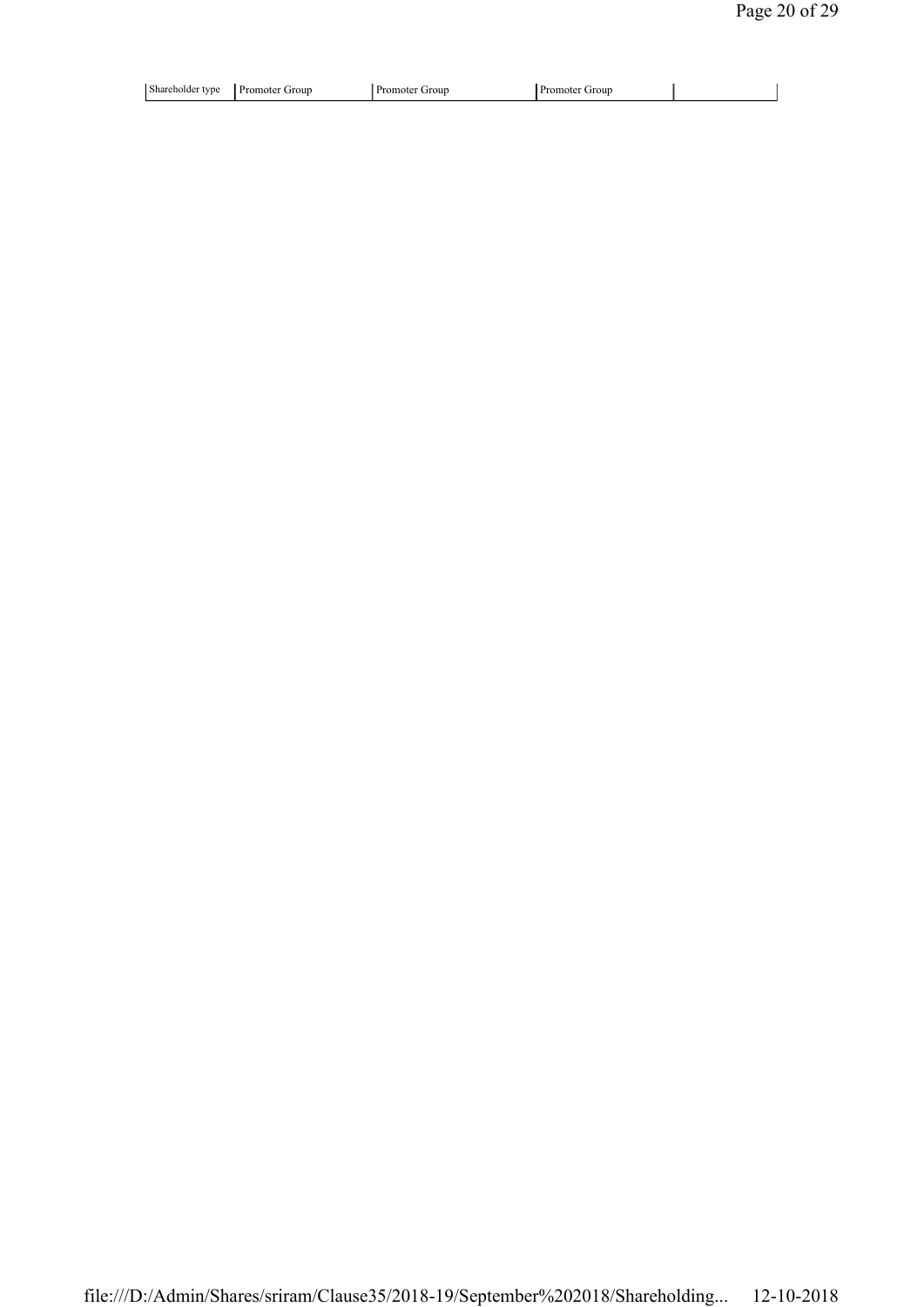| Shareholder type | Promoter Group | Promoter Group | Promoter Group | |
|---|---|---|---|---|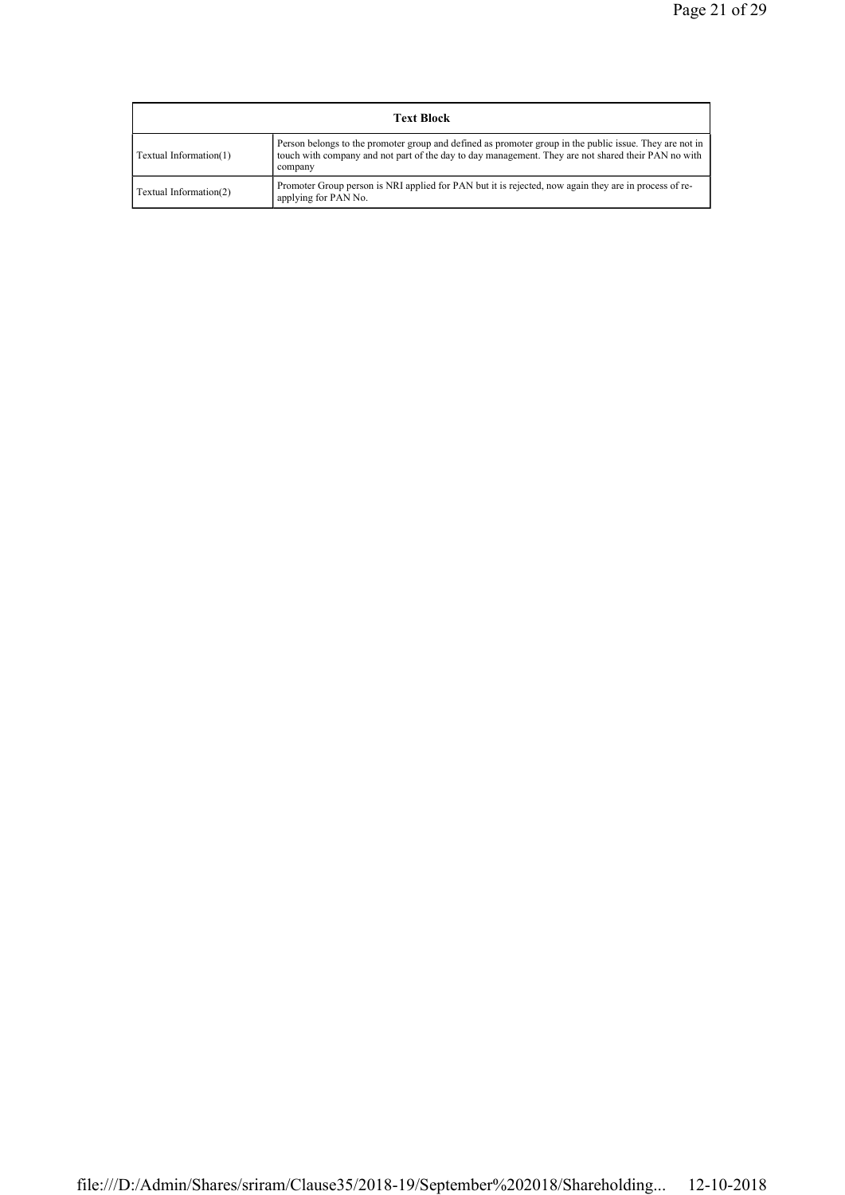| Text Block | |
|---|---|
| Textual Information(1) | Person belongs to the promoter group and defined as promoter group in the public issue. They are not in touch with company and not part of the day to day management. They are not shared their PAN no with company |
| Textual Information(2) | Promoter Group person is NRI applied for PAN but it is rejected, now again they are in process of re-applying for PAN No. |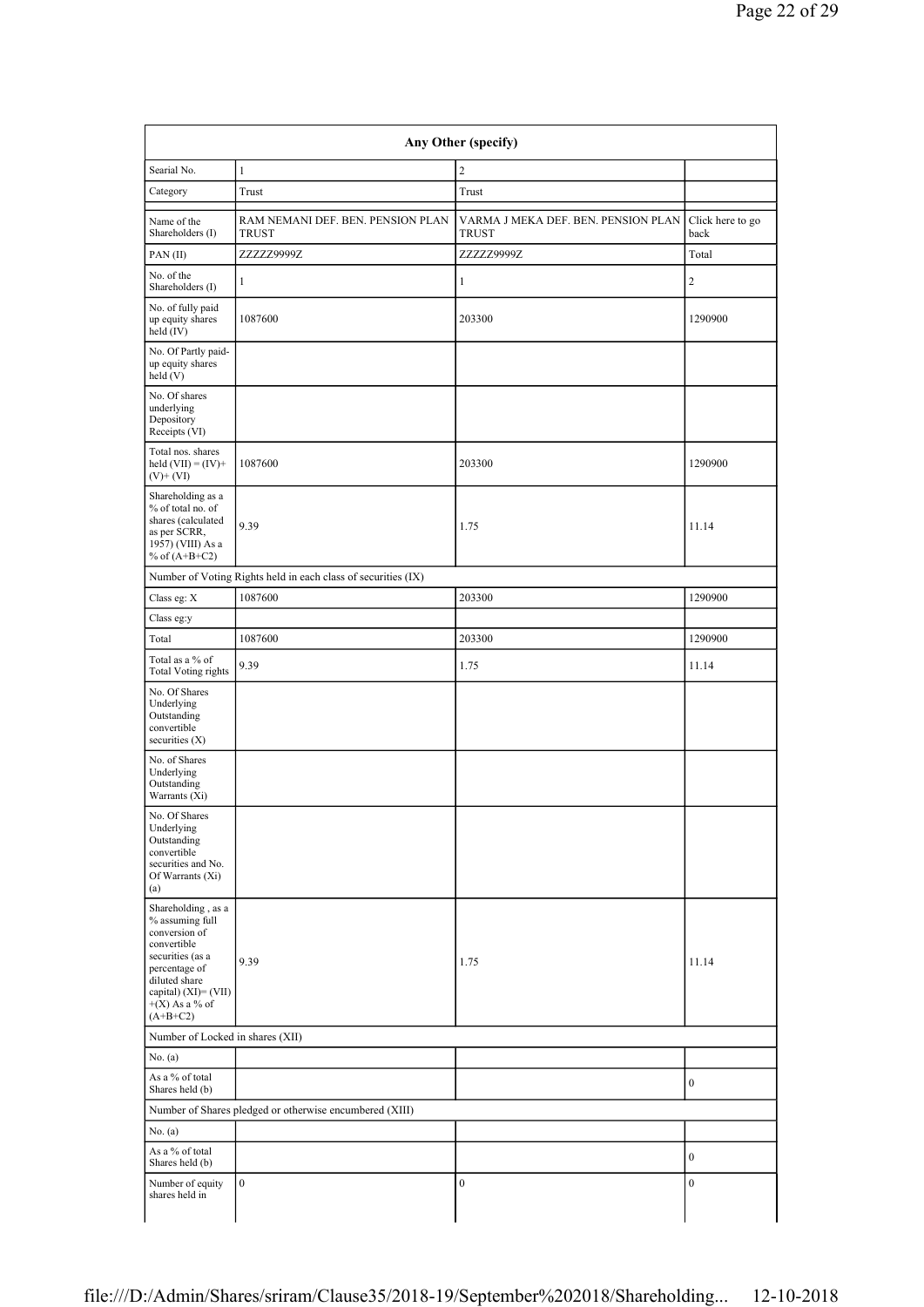| Any Other (specify) | | | |
|---|---|---|---|
| Searial No. | 1 | 2 | |
| Category | Trust | Trust | |
| Name of the Shareholders (I) | RAM NEMANI DEF. BEN. PENSION PLAN TRUST | VARMA J MEKA DEF. BEN. PENSION PLAN TRUST | Click here to go back |
| PAN (II) | ZZZZZ9999Z | ZZZZZ9999Z | Total |
| No. of the Shareholders (I) | 1 | 1 | 2 |
| No. of fully paid up equity shares held (IV) | 1087600 | 203300 | 1290900 |
| No. Of Partly paid-up equity shares held (V) | | | |
| No. Of shares underlying Depository Receipts (VI) | | | |
| Total nos. shares held (VII) = (IV)+(V)+ (VI) | 1087600 | 203300 | 1290900 |
| Shareholding as a % of total no. of shares (calculated as per SCRR, 1957) (VIII) As a % of (A+B+C2) | 9.39 | 1.75 | 11.14 |
| Number of Voting Rights held in each class of securities (IX) | | | |
| Class eg: X | 1087600 | 203300 | 1290900 |
| Class eg:y | | | |
| Total | 1087600 | 203300 | 1290900 |
| Total as a % of Total Voting rights | 9.39 | 1.75 | 11.14 |
| No. Of Shares Underlying Outstanding convertible securities (X) | | | |
| No. of Shares Underlying Outstanding Warrants (Xi) | | | |
| No. Of Shares Underlying Outstanding convertible securities and No. Of Warrants (Xi) (a) | | | |
| Shareholding , as a % assuming full conversion of convertible securities (as a percentage of diluted share capital) (XI)= (VII) +(X) As a % of (A+B+C2) | 9.39 | 1.75 | 11.14 |
| Number of Locked in shares (XII) | | | |
| No. (a) | | | |
| As a % of total Shares held (b) | | | 0 |
| Number of Shares pledged or otherwise encumbered (XIII) | | | |
| No. (a) | | | |
| As a % of total Shares held (b) | | | 0 |
| Number of equity shares held in | 0 | 0 | 0 |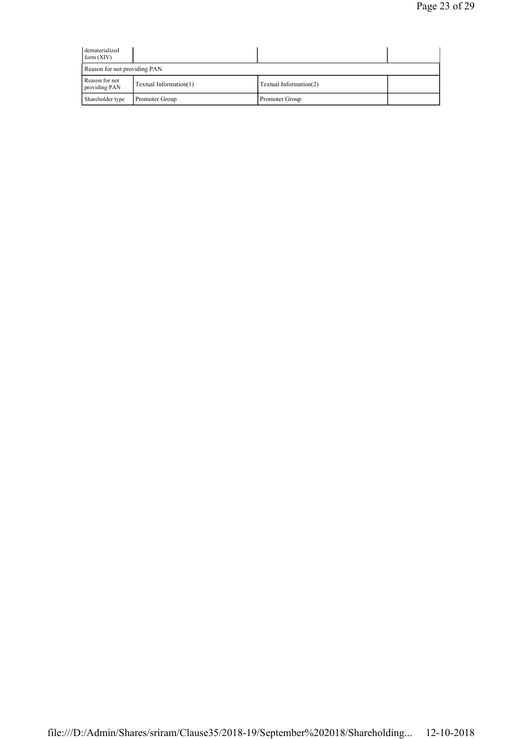| dematerialized form (XIV) | | | |
|---|---|---|---|
| Reason for not providing PAN | | | |
| Reason for not providing PAN | Textual Information(1) | Textual Information(2) | |
| Shareholder type | Promoter Group | Promoter Group | |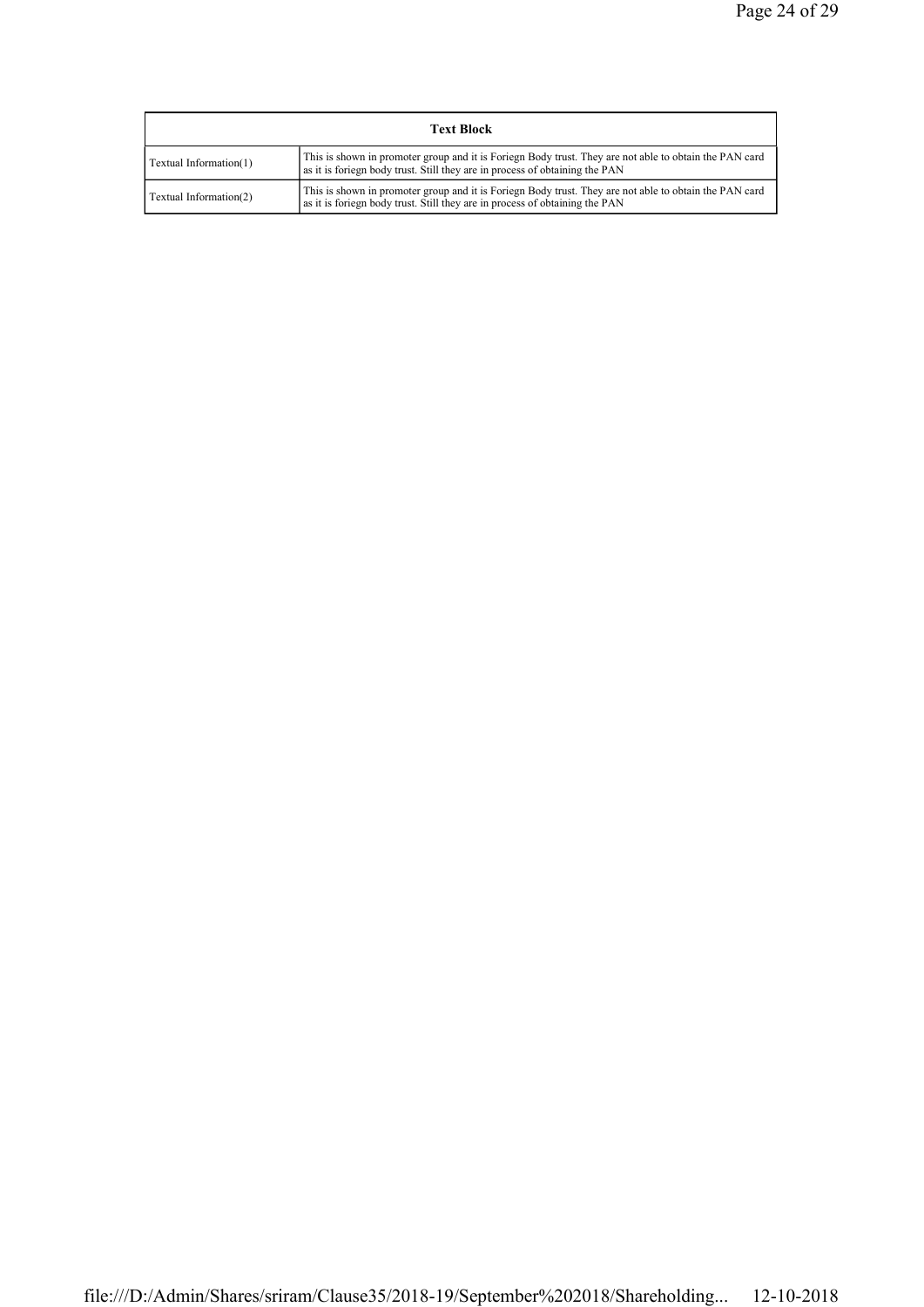| Text Block | |
|---|---|
| Textual Information(1) | This is shown in promoter group and it is Foriegn Body trust. They are not able to obtain the PAN card as it is foriegn body trust. Still they are in process of obtaining the PAN |
| Textual Information(2) | This is shown in promoter group and it is Foriegn Body trust. They are not able to obtain the PAN card as it is foriegn body trust. Still they are in process of obtaining the PAN |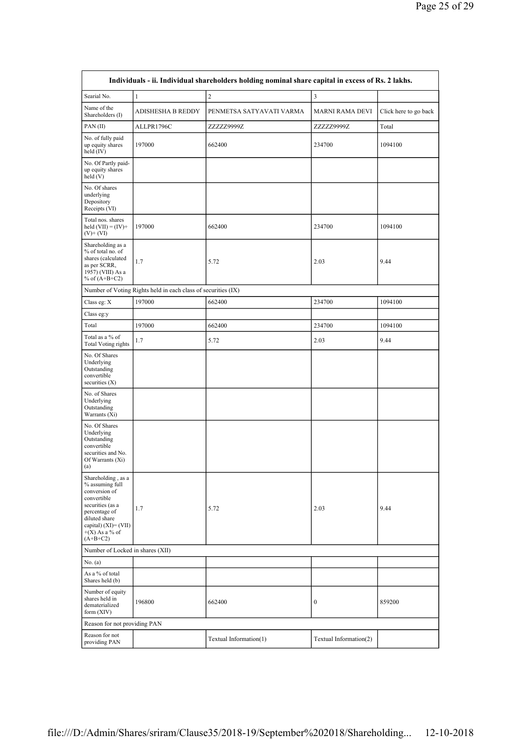| Individuals - ii. Individual shareholders holding nominal share capital in excess of Rs. 2 lakhs. | | | | |
|---|---|---|---|---|
| Searial No. | 1 | 2 | 3 | |
| Name of the Shareholders (I) | ADISHESHA B REDDY | PENMETSA SATYAVATI VARMA | MARNI RAMA DEVI | Click here to go back |
| PAN (II) | ALLPR1796C | ZZZZZ9999Z | ZZZZZ9999Z | Total |
| No. of fully paid up equity shares held (IV) | 197000 | 662400 | 234700 | 1094100 |
| No. Of Partly paid-up equity shares held (V) | | | | |
| No. Of shares underlying Depository Receipts (VI) | | | | |
| Total nos. shares held (VII) = (IV)+ (V)+ (VI) | 197000 | 662400 | 234700 | 1094100 |
| Shareholding as a % of total no. of shares (calculated as per SCRR, 1957) (VIII) As a % of (A+B+C2) | 1.7 | 5.72 | 2.03 | 9.44 |
| Number of Voting Rights held in each class of securities (IX) | | | | |
| Class eg: X | 197000 | 662400 | 234700 | 1094100 |
| Class eg:y | | | | |
| Total | 197000 | 662400 | 234700 | 1094100 |
| Total as a % of Total Voting rights | 1.7 | 5.72 | 2.03 | 9.44 |
| No. Of Shares Underlying Outstanding convertible securities (X) | | | | |
| No. of Shares Underlying Outstanding Warrants (Xi) | | | | |
| No. Of Shares Underlying Outstanding convertible securities and No. Of Warrants (Xi) (a) | | | | |
| Shareholding , as a % assuming full conversion of convertible securities (as a percentage of diluted share capital) (XI)= (VII) +(X) As a % of (A+B+C2) | 1.7 | 5.72 | 2.03 | 9.44 |
| Number of Locked in shares (XII) | | | | |
| No. (a) | | | | |
| As a % of total Shares held (b) | | | | |
| Number of equity shares held in dematerialized form (XIV) | 196800 | 662400 | 0 | 859200 |
| Reason for not providing PAN | | | | |
| Reason for not providing PAN | | Textual Information(1) | Textual Information(2) | |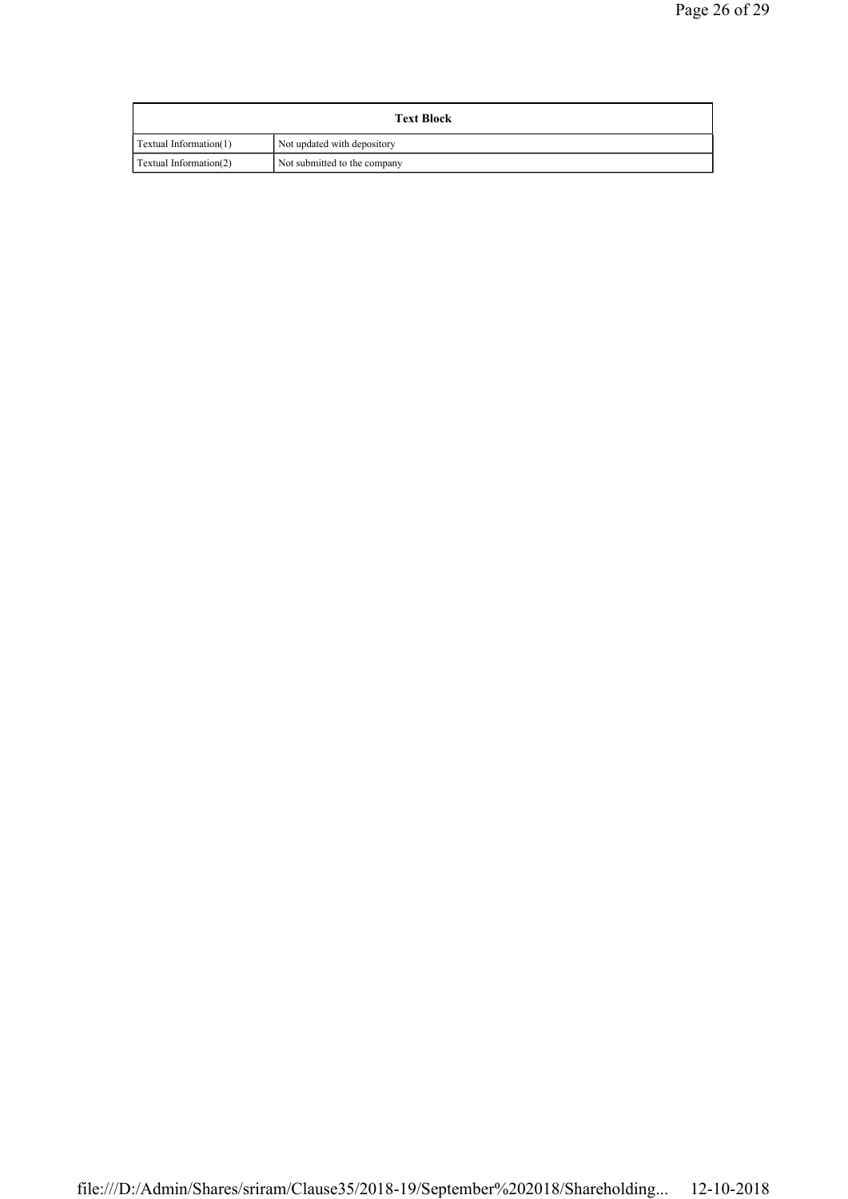| Text Block | |
|---|---|
| Textual Information(1) | Not updated with depository |
| Textual Information(2) | Not submitted to the company |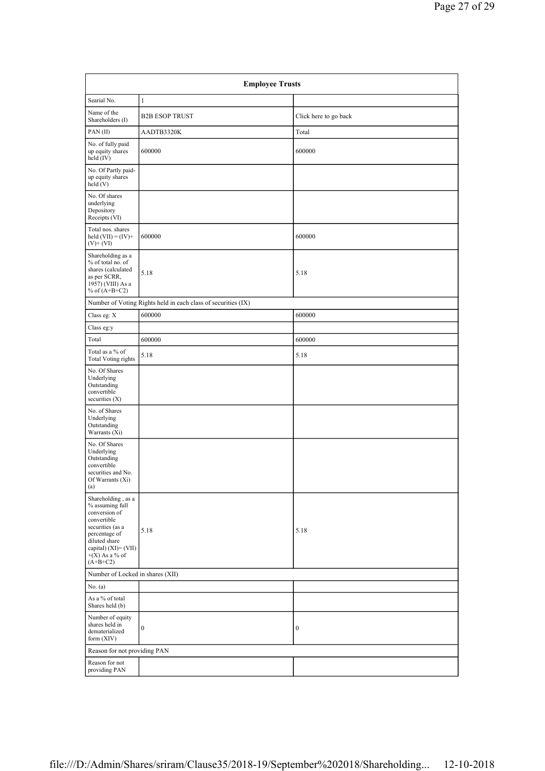| Employee Trusts | | |
|---|---|---|
| Searial No. | 1 | |
| Name of the Shareholders (I) | B2B ESOP TRUST | Click here to go back |
| PAN (II) | AADTB3320K | Total |
| No. of fully paid up equity shares held (IV) | 600000 | 600000 |
| No. Of Partly paid-up equity shares held (V) | | |
| No. Of shares underlying Depository Receipts (VI) | | |
| Total nos. shares held (VII) = (IV)+ (V)+ (VI) | 600000 | 600000 |
| Shareholding as a % of total no. of shares (calculated as per SCRR, 1957) (VIII) As a % of (A+B+C2) | 5.18 | 5.18 |
| Number of Voting Rights held in each class of securities (IX) | | |
| Class eg: X | 600000 | 600000 |
| Class eg:y | | |
| Total | 600000 | 600000 |
| Total as a % of Total Voting rights | 5.18 | 5.18 |
| No. Of Shares Underlying Outstanding convertible securities (X) | | |
| No. of Shares Underlying Outstanding Warrants (Xi) | | |
| No. Of Shares Underlying Outstanding convertible securities and No. Of Warrants (Xi) (a) | | |
| Shareholding , as a % assuming full conversion of convertible securities (as a percentage of diluted share capital) (XI)= (VII) +(X) As a % of (A+B+C2) | 5.18 | 5.18 |
| Number of Locked in shares (XII) | | |
| No. (a) | | |
| As a % of total Shares held (b) | | |
| Number of equity shares held in dematerialized form (XIV) | 0 | 0 |
| Reason for not providing PAN | | |
| Reason for not providing PAN | | |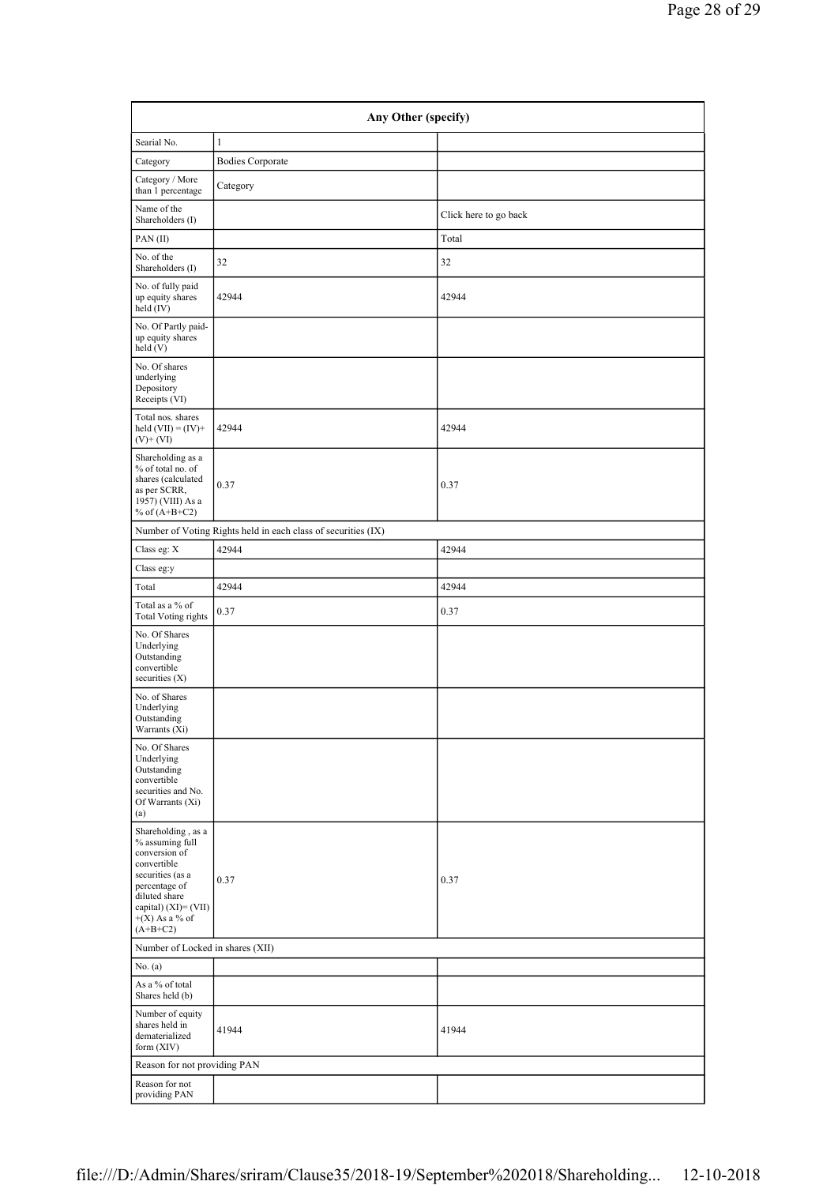| Any Other (specify) | | |
|---|---|---|
| Searial No. | 1 | |
| Category | Bodies Corporate | |
| Category / More than 1 percentage | Category | |
| Name of the Shareholders (I) | | Click here to go back |
| PAN (II) | | Total |
| No. of the Shareholders (I) | 32 | 32 |
| No. of fully paid up equity shares held (IV) | 42944 | 42944 |
| No. Of Partly paid-up equity shares held (V) | | |
| No. Of shares underlying Depository Receipts (VI) | | |
| Total nos. shares held (VII) = (IV)+(V)+ (VI) | 42944 | 42944 |
| Shareholding as a % of total no. of shares (calculated as per SCRR, 1957) (VIII) As a % of (A+B+C2) | 0.37 | 0.37 |
| Number of Voting Rights held in each class of securities (IX) | | |
| Class eg: X | 42944 | 42944 |
| Class eg:y | | |
| Total | 42944 | 42944 |
| Total as a % of Total Voting rights | 0.37 | 0.37 |
| No. Of Shares Underlying Outstanding convertible securities (X) | | |
| No. of Shares Underlying Outstanding Warrants (Xi) | | |
| No. Of Shares Underlying Outstanding convertible securities and No. Of Warrants (Xi) (a) | | |
| Shareholding , as a % assuming full conversion of convertible securities (as a percentage of diluted share capital) (XI)= (VII)+(X) As a % of (A+B+C2) | 0.37 | 0.37 |
| Number of Locked in shares (XII) | | |
| No. (a) | | |
| As a % of total Shares held (b) | | |
| Number of equity shares held in dematerialized form (XIV) | 41944 | 41944 |
| Reason for not providing PAN | | |
| Reason for not providing PAN | | |